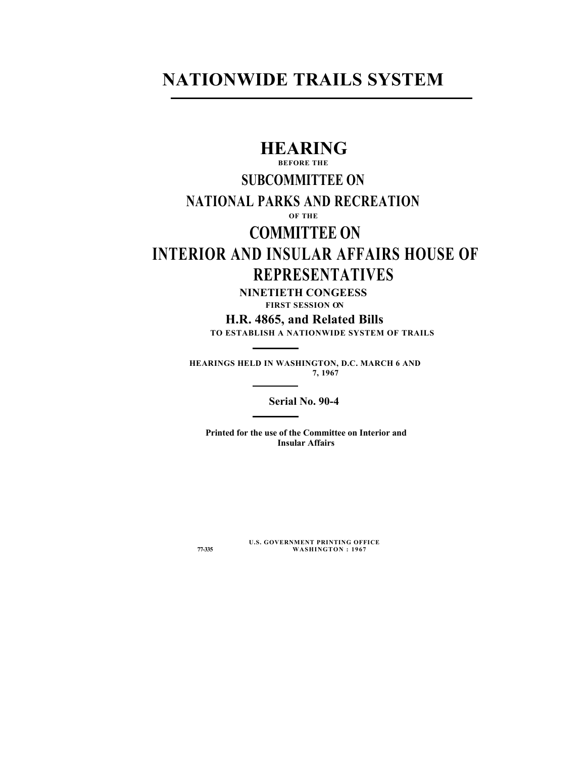# NATIONWIDE TRAILS SYSTEM

## HEARING

BEFORE THE

## SUBCOMMITTEE ON NATIONAL PARKS AND RECREATION

OF THE

## COMMITTEE ON INTERIOR AND INSULAR AFFAIRS HOUSE OF REPRESENTATIVES

**NINETIETH CONGEESS**

**FIRST SESSION ON**

**H.R. 4865, and Related Bills**

**TO ESTABLISH A NATIONWIDE SYSTEM OF TRAILS**

**HEARINGS HELD IN WASHINGTON, D.C. MARCH 6 AND 7, 1967**

**Serial No. 90-4**

**Printed for the use of the Committee on Interior and Insular Affairs**

77-335

U.S. GOVERNMENT PRINTING OFFICE
WASHINGTON : 1967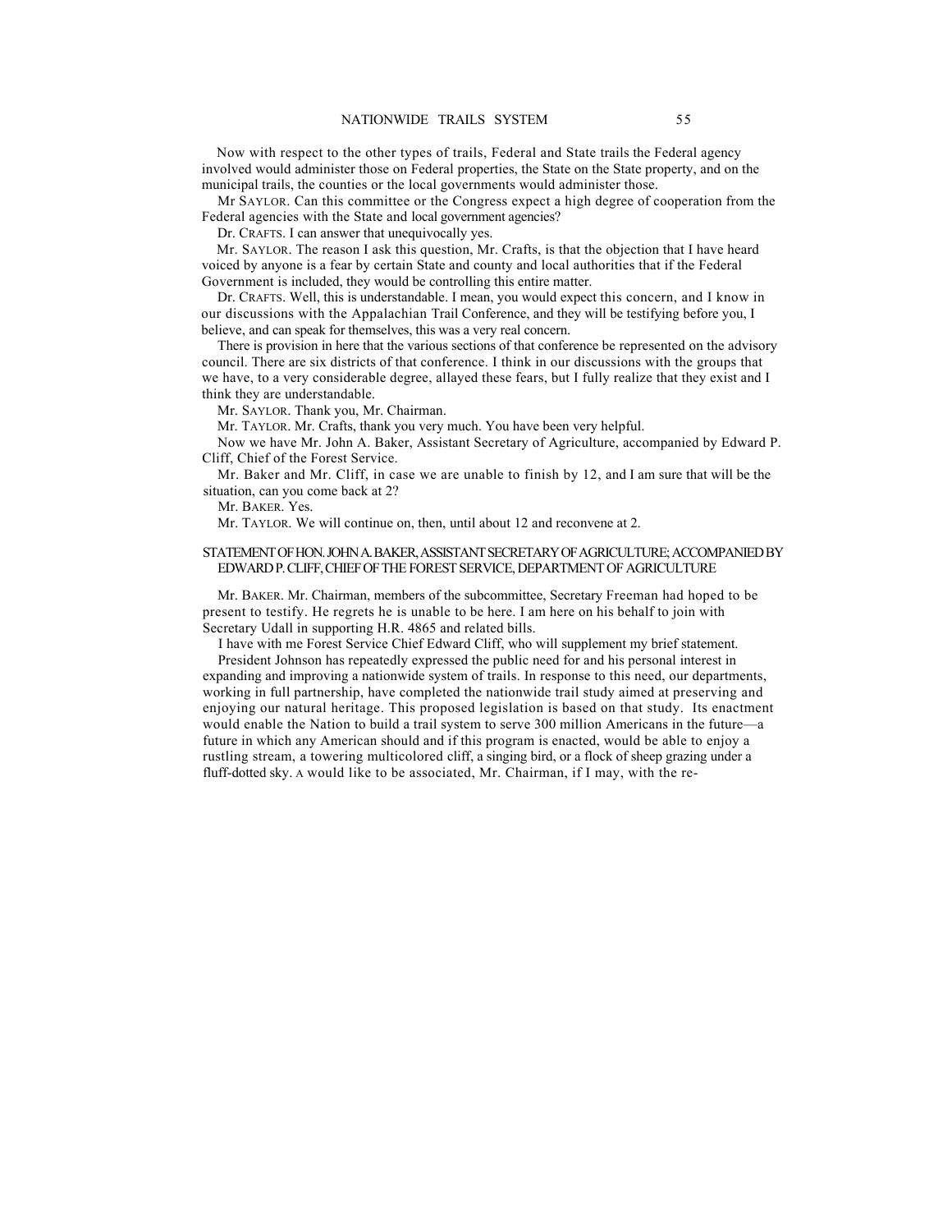Now with respect to the other types of trails, Federal and State trails the Federal agency involved would administer those on Federal properties, the State on the State property, and on the municipal trails, the counties or the local governments would administer those.

Mr SAYLOR. Can this committee or the Congress expect a high degree of cooperation from the Federal agencies with the State and local government agencies?

Dr. CRAFTS. I can answer that unequivocally yes.

Mr. SAYLOR. The reason I ask this question, Mr. Crafts, is that the objection that I have heard voiced by anyone is a fear by certain State and county and local authorities that if the Federal Government is included, they would be controlling this entire matter.

Dr. CRAFTS. Well, this is understandable. I mean, you would expect this concern, and I know in our discussions with the Appalachian Trail Conference, and they will be testifying before you, I believe, and can speak for themselves, this was a very real concern.

There is provision in here that the various sections of that conference be represented on the advisory council. There are six districts of that conference. I think in our discussions with the groups that we have, to a very considerable degree, allayed these fears, but I fully realize that they exist and I think they are understandable.

Mr. SAYLOR. Thank you, Mr. Chairman.

Mr. TAYLOR. Mr. Crafts, thank you very much. You have been very helpful.

Now we have Mr. John A. Baker, Assistant Secretary of Agriculture, accompanied by Edward P. Cliff, Chief of the Forest Service.

Mr. Baker and Mr. Cliff, in case we are unable to finish by 12, and I am sure that will be the situation, can you come back at 2?

Mr. BAKER. Yes.

Mr. TAYLOR. We will continue on, then, until about 12 and reconvene at 2.

## STATEMENT OF HON. JOHN A. BAKER, ASSISTANT SECRETARY OF AGRICULTURE; ACCOMPANIED BY EDWARD P. CLIFF, CHIEF OF THE FOREST SERVICE, DEPARTMENT OF AGRICULTURE

Mr. BAKER. Mr. Chairman, members of the subcommittee, Secretary Freeman had hoped to be present to testify. He regrets he is unable to be here. I am here on his behalf to join with Secretary Udall in supporting H.R. 4865 and related bills.

I have with me Forest Service Chief Edward Cliff, who will supplement my brief statement.

President Johnson has repeatedly expressed the public need for and his personal interest in expanding and improving a nationwide system of trails. In response to this need, our departments, working in full partnership, have completed the nationwide trail study aimed at preserving and enjoying our natural heritage. This proposed legislation is based on that study. Its enactment would enable the Nation to build a trail system to serve 300 million Americans in the future—a future in which any American should and if this program is enacted, would be able to enjoy a rustling stream, a towering multicolored cliff, a singing bird, or a flock of sheep grazing under a fluff-dotted sky. A would like to be associated, Mr. Chairman, if I may, with the re-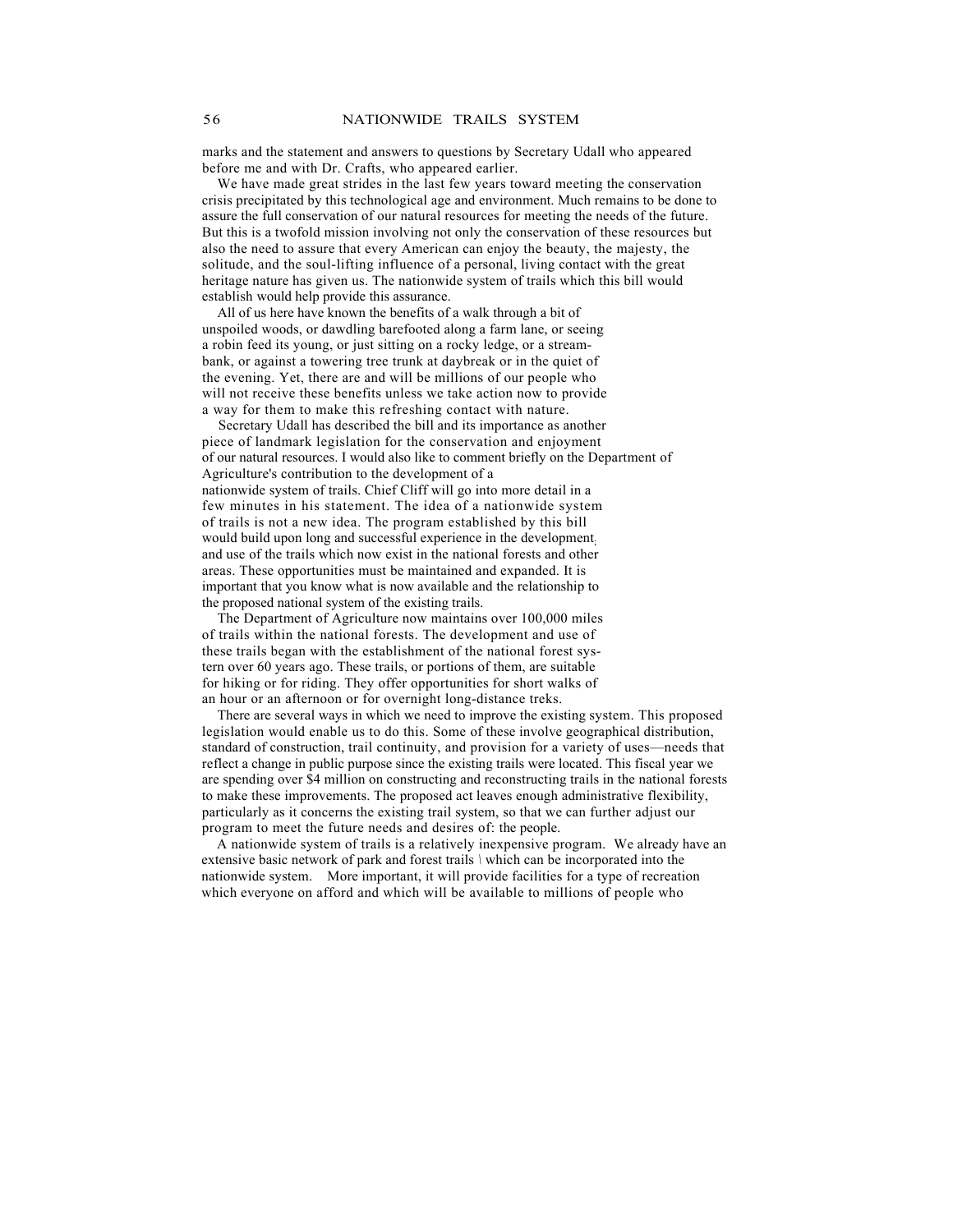marks and the statement and answers to questions by Secretary Udall who appeared before me and with Dr. Crafts, who appeared earlier.

We have made great strides in the last few years toward meeting the conservation crisis precipitated by this technological age and environment. Much remains to be done to assure the full conservation of our natural resources for meeting the needs of the future. But this is a twofold mission involving not only the conservation of these resources but also the need to assure that every American can enjoy the beauty, the majesty, the solitude, and the soul-lifting influence of a personal, living contact with the great heritage nature has given us. The nationwide system of trails which this bill would establish would help provide this assurance.

All of us here have known the benefits of a walk through a bit of unspoiled woods, or dawdling barefooted along a farm lane, or seeing a robin feed its young, or just sitting on a rocky ledge, or a stream-bank, or against a towering tree trunk at daybreak or in the quiet of the evening. Yet, there are and will be millions of our people who will not receive these benefits unless we take action now to provide a way for them to make this refreshing contact with nature.

Secretary Udall has described the bill and its importance as another piece of landmark legislation for the conservation and enjoyment of our natural resources. I would also like to comment briefly on the Department of Agriculture's contribution to the development of a nationwide system of trails. Chief Cliff will go into more detail in a few minutes in his statement. The idea of a nationwide system of trails is not a new idea. The program established by this bill would build upon long and successful experience in the development and use of the trails which now exist in the national forests and other areas. These opportunities must be maintained and expanded. It is important that you know what is now available and the relationship to the proposed national system of the existing trails.

The Department of Agriculture now maintains over 100,000 miles of trails within the national forests. The development and use of these trails began with the establishment of the national forest system over 60 years ago. These trails, or portions of them, are suitable for hiking or for riding. They offer opportunities for short walks of an hour or an afternoon or for overnight long-distance treks.

There are several ways in which we need to improve the existing system. This proposed legislation would enable us to do this. Some of these involve geographical distribution, standard of construction, trail continuity, and provision for a variety of uses—needs that reflect a change in public purpose since the existing trails were located. This fiscal year we are spending over $4 million on constructing and reconstructing trails in the national forests to make these improvements. The proposed act leaves enough administrative flexibility, particularly as it concerns the existing trail system, so that we can further adjust our program to meet the future needs and desires of: the people.

A nationwide system of trails is a relatively inexpensive program. We already have an extensive basic network of park and forest trails which can be incorporated into the nationwide system. More important, it will provide facilities for a type of recreation which everyone on afford and which will be available to millions of people who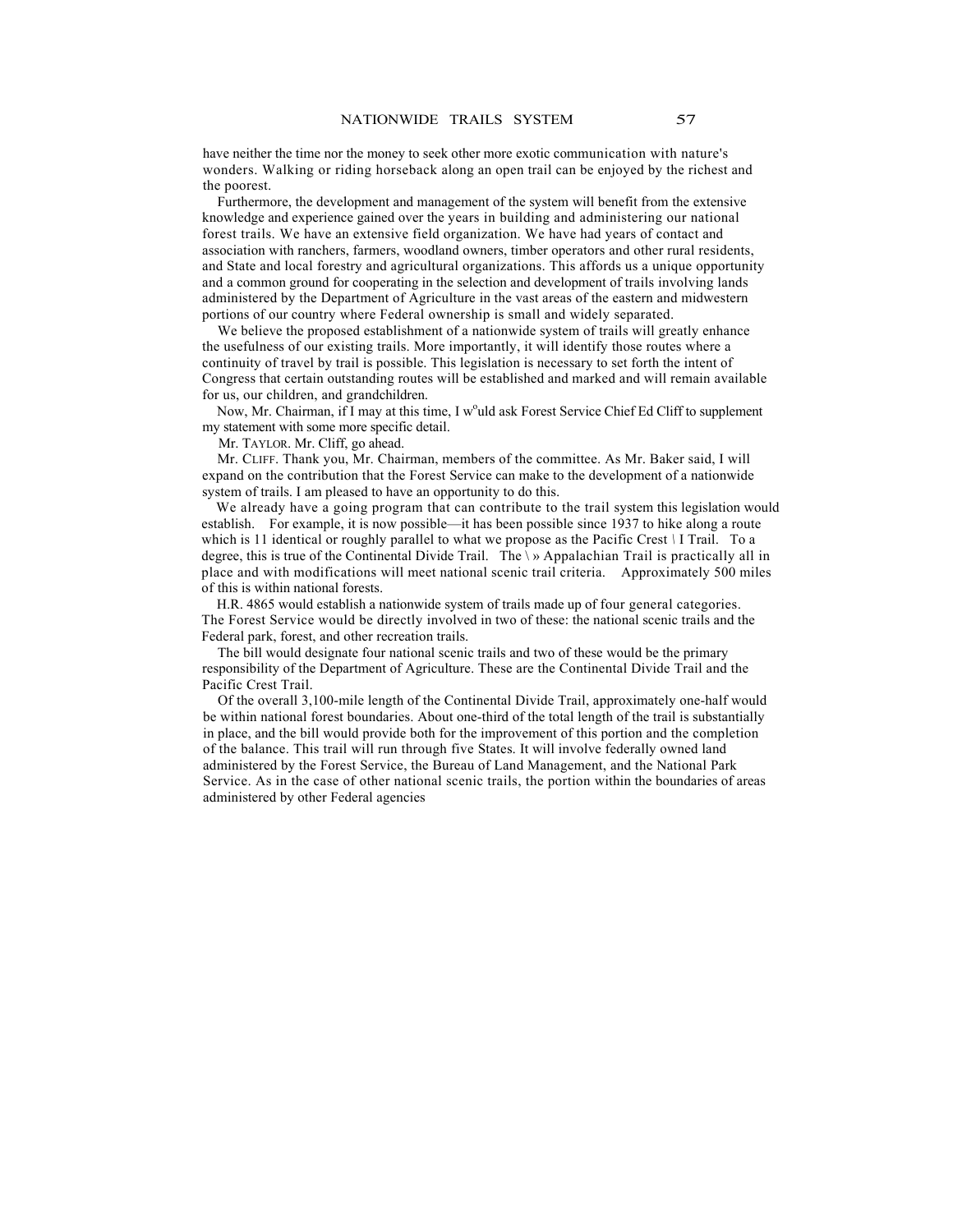have neither the time nor the money to seek other more exotic communication with nature's wonders. Walking or riding horseback along an open trail can be enjoyed by the richest and the poorest.

Furthermore, the development and management of the system will benefit from the extensive knowledge and experience gained over the years in building and administering our national forest trails. We have an extensive field organization. We have had years of contact and association with ranchers, farmers, woodland owners, timber operators and other rural residents, and State and local forestry and agricultural organizations. This affords us a unique opportunity and a common ground for cooperating in the selection and development of trails involving lands administered by the Department of Agriculture in the vast areas of the eastern and midwestern portions of our country where Federal ownership is small and widely separated.

We believe the proposed establishment of a nationwide system of trails will greatly enhance the usefulness of our existing trails. More importantly, it will identify those routes where a continuity of travel by trail is possible. This legislation is necessary to set forth the intent of Congress that certain outstanding routes will be established and marked and will remain available for us, our children, and grandchildren.

Now, Mr. Chairman, if I may at this time, I would ask Forest Service Chief Ed Cliff to supplement my statement with some more specific detail.

Mr. TAYLOR. Mr. Cliff, go ahead.

Mr. CLIFF. Thank you, Mr. Chairman, members of the committee. As Mr. Baker said, I will expand on the contribution that the Forest Service can make to the development of a nationwide system of trails. I am pleased to have an opportunity to do this.

We already have a going program that can contribute to the trail system this legislation would establish. For example, it is now possible—it has been possible since 1937 to hike along a route which is 11 identical or roughly parallel to what we propose as the Pacific Crest \ I Trail. To a degree, this is true of the Continental Divide Trail. The \ » Appalachian Trail is practically all in place and with modifications will meet national scenic trail criteria. Approximately 500 miles of this is within national forests.

H.R. 4865 would establish a nationwide system of trails made up of four general categories. The Forest Service would be directly involved in two of these: the national scenic trails and the Federal park, forest, and other recreation trails.

The bill would designate four national scenic trails and two of these would be the primary responsibility of the Department of Agriculture. These are the Continental Divide Trail and the Pacific Crest Trail.

Of the overall 3,100-mile length of the Continental Divide Trail, approximately one-half would be within national forest boundaries. About one-third of the total length of the trail is substantially in place, and the bill would provide both for the improvement of this portion and the completion of the balance. This trail will run through five States. It will involve federally owned land administered by the Forest Service, the Bureau of Land Management, and the National Park Service. As in the case of other national scenic trails, the portion within the boundaries of areas administered by other Federal agencies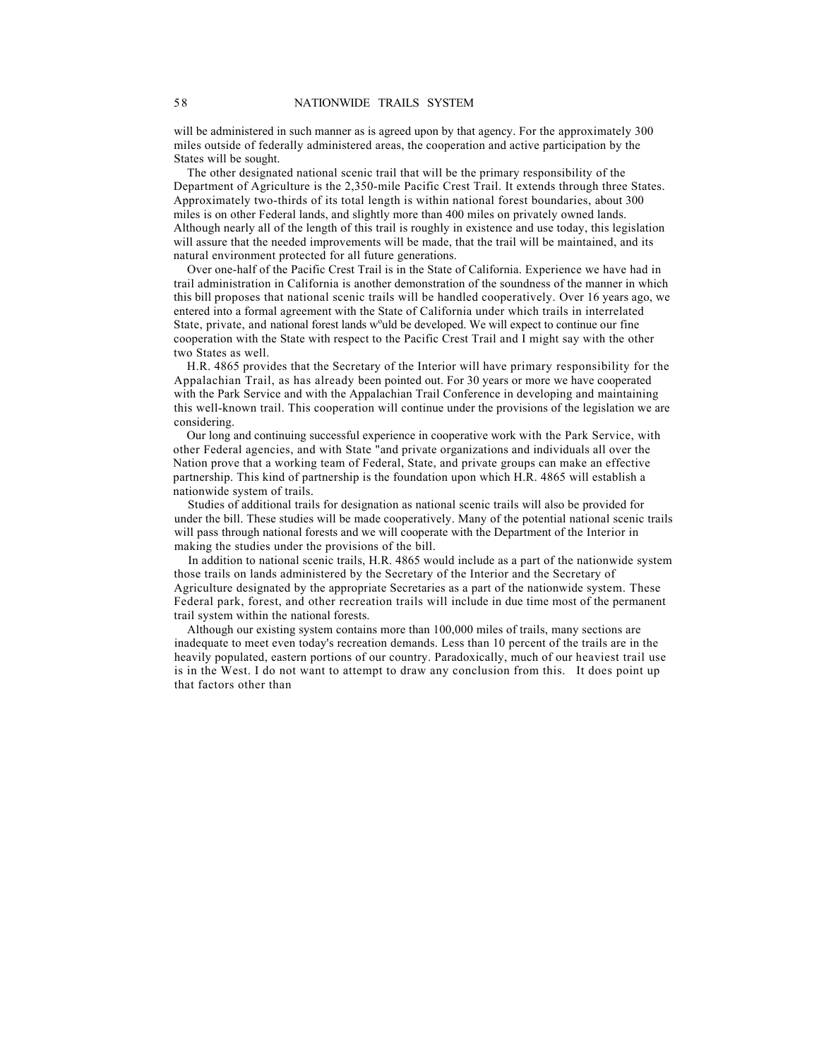will be administered in such manner as is agreed upon by that agency. For the approximately 300 miles outside of federally administered areas, the cooperation and active participation by the States will be sought.

The other designated national scenic trail that will be the primary responsibility of the Department of Agriculture is the 2,350-mile Pacific Crest Trail. It extends through three States. Approximately two-thirds of its total length is within national forest boundaries, about 300 miles is on other Federal lands, and slightly more than 400 miles on privately owned lands. Although nearly all of the length of this trail is roughly in existence and use today, this legislation will assure that the needed improvements will be made, that the trail will be maintained, and its natural environment protected for all future generations.

Over one-half of the Pacific Crest Trail is in the State of California. Experience we have had in trail administration in California is another demonstration of the soundness of the manner in which this bill proposes that national scenic trails will be handled cooperatively. Over 16 years ago, we entered into a formal agreement with the State of California under which trails in interrelated State, private, and national forest lands would be developed. We will expect to continue our fine cooperation with the State with respect to the Pacific Crest Trail and I might say with the other two States as well.

H.R. 4865 provides that the Secretary of the Interior will have primary responsibility for the Appalachian Trail, as has already been pointed out. For 30 years or more we have cooperated with the Park Service and with the Appalachian Trail Conference in developing and maintaining this well-known trail. This cooperation will continue under the provisions of the legislation we are considering.

Our long and continuing successful experience in cooperative work with the Park Service, with other Federal agencies, and with State "and private organizations and individuals all over the Nation prove that a working team of Federal, State, and private groups can make an effective partnership. This kind of partnership is the foundation upon which H.R. 4865 will establish a nationwide system of trails.

Studies of additional trails for designation as national scenic trails will also be provided for under the bill. These studies will be made cooperatively. Many of the potential national scenic trails will pass through national forests and we will cooperate with the Department of the Interior in making the studies under the provisions of the bill.

In addition to national scenic trails, H.R. 4865 would include as a part of the nationwide system those trails on lands administered by the Secretary of the Interior and the Secretary of Agriculture designated by the appropriate Secretaries as a part of the nationwide system. These Federal park, forest, and other recreation trails will include in due time most of the permanent trail system within the national forests.

Although our existing system contains more than 100,000 miles of trails, many sections are inadequate to meet even today's recreation demands. Less than 10 percent of the trails are in the heavily populated, eastern portions of our country. Paradoxically, much of our heaviest trail use is in the West. I do not want to attempt to draw any conclusion from this. It does point up that factors other than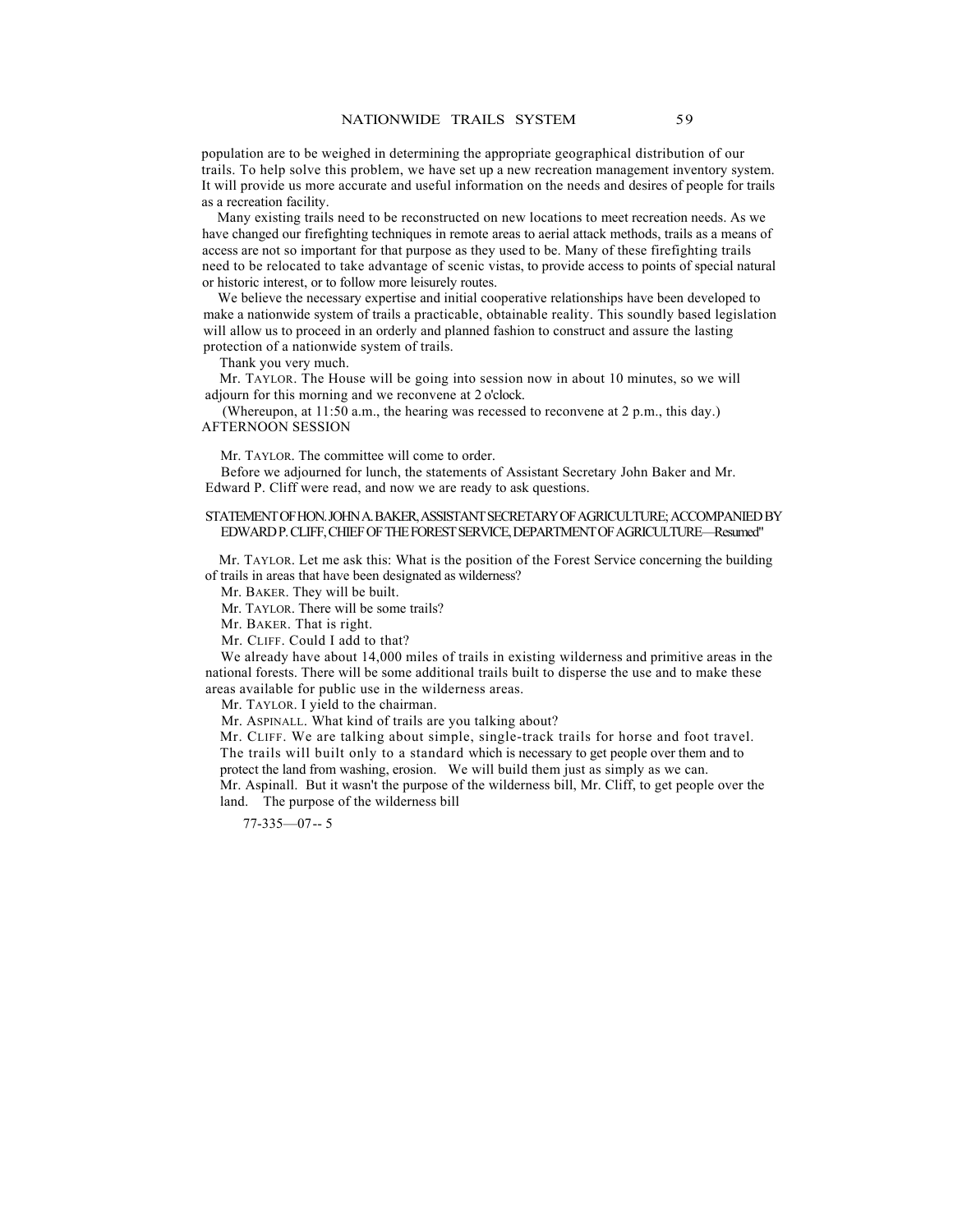population are to be weighed in determining the appropriate geographical distribution of our trails. To help solve this problem, we have set up a new recreation management inventory system. It will provide us more accurate and useful information on the needs and desires of people for trails as a recreation facility.

Many existing trails need to be reconstructed on new locations to meet recreation needs. As we have changed our firefighting techniques in remote areas to aerial attack methods, trails as a means of access are not so important for that purpose as they used to be. Many of these firefighting trails need to be relocated to take advantage of scenic vistas, to provide access to points of special natural or historic interest, or to follow more leisurely routes.

We believe the necessary expertise and initial cooperative relationships have been developed to make a nationwide system of trails a practicable, obtainable reality. This soundly based legislation will allow us to proceed in an orderly and planned fashion to construct and assure the lasting protection of a nationwide system of trails.

Thank you very much.

Mr. TAYLOR. The House will be going into session now in about 10 minutes, so we will adjourn for this morning and we reconvene at 2 o'clock.

(Whereupon, at 11:50 a.m., the hearing was recessed to reconvene at 2 p.m., this day.)

AFTERNOON SESSION

Mr. TAYLOR. The committee will come to order.

Before we adjourned for lunch, the statements of Assistant Secretary John Baker and Mr. Edward P. Cliff were read, and now we are ready to ask questions.

## STATEMENT OF HON. JOHN A. BAKER, ASSISTANT SECRETARY OF AGRICULTURE; ACCOMPANIED BY EDWARD P. CLIFF, CHIEF OF THE FOREST SERVICE, DEPARTMENT OF AGRICULTURE—Resumed"

Mr. TAYLOR. Let me ask this: What is the position of the Forest Service concerning the building of trails in areas that have been designated as wilderness?

Mr. BAKER. They will be built.

Mr. TAYLOR. There will be some trails?

Mr. BAKER. That is right.

Mr. CLIFF. Could I add to that?

We already have about 14,000 miles of trails in existing wilderness and primitive areas in the national forests. There will be some additional trails built to disperse the use and to make these areas available for public use in the wilderness areas.

Mr. TAYLOR. I yield to the chairman.

Mr. ASPINALL. What kind of trails are you talking about?

Mr. CLIFF. We are talking about simple, single-track trails for horse and foot travel. The trails will built only to a standard which is necessary to get people over them and to protect the land from washing, erosion. We will build them just as simply as we can.

Mr. Aspinall. But it wasn't the purpose of the wilderness bill, Mr. Cliff, to get people over the land. The purpose of the wilderness bill

77-335—07-- 5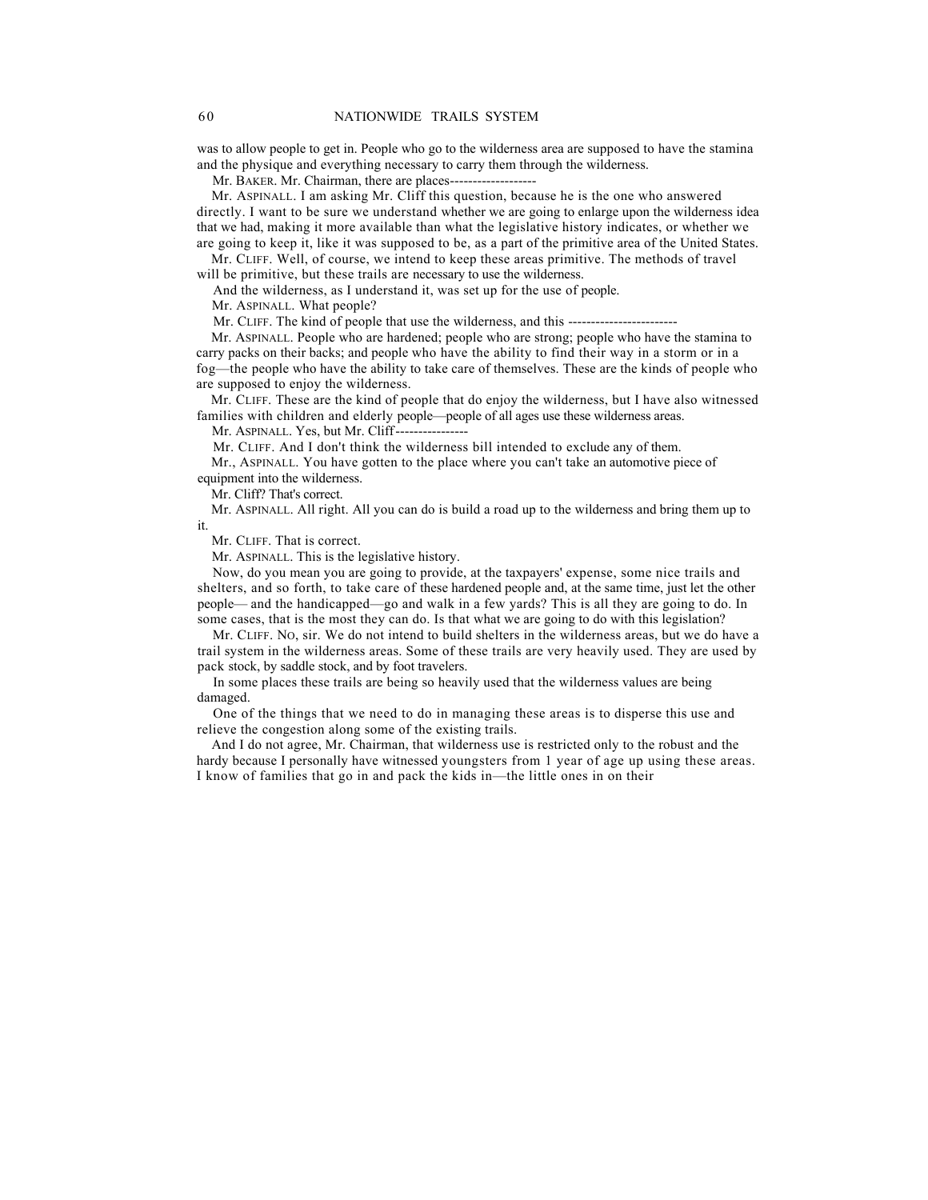was to allow people to get in. People who go to the wilderness area are supposed to have the stamina and the physique and everything necessary to carry them through the wilderness.

Mr. BAKER. Mr. Chairman, there are places-------------------

Mr. ASPINALL. I am asking Mr. Cliff this question, because he is the one who answered directly. I want to be sure we understand whether we are going to enlarge upon the wilderness idea that we had, making it more available than what the legislative history indicates, or whether we are going to keep it, like it was supposed to be, as a part of the primitive area of the United States.

Mr. CLIFF. Well, of course, we intend to keep these areas primitive. The methods of travel will be primitive, but these trails are necessary to use the wilderness.

And the wilderness, as I understand it, was set up for the use of people.

Mr. ASPINALL. What people?

Mr. CLIFF. The kind of people that use the wilderness, and this ------------------------

Mr. ASPINALL. People who are hardened; people who are strong; people who have the stamina to carry packs on their backs; and people who have the ability to find their way in a storm or in a fog—the people who have the ability to take care of themselves. These are the kinds of people who are supposed to enjoy the wilderness.

Mr. CLIFF. These are the kind of people that do enjoy the wilderness, but I have also witnessed families with children and elderly people—people of all ages use these wilderness areas.

Mr. ASPINALL. Yes, but Mr. Cliff----------------

Mr. CLIFF. And I don't think the wilderness bill intended to exclude any of them.

Mr., ASPINALL. You have gotten to the place where you can't take an automotive piece of equipment into the wilderness.

Mr. Cliff? That's correct.

Mr. ASPINALL. All right. All you can do is build a road up to the wilderness and bring them up to it.

Mr. CLIFF. That is correct.

Mr. ASPINALL. This is the legislative history.

Now, do you mean you are going to provide, at the taxpayers' expense, some nice trails and shelters, and so forth, to take care of these hardened people and, at the same time, just let the other people— and the handicapped—go and walk in a few yards? This is all they are going to do. In some cases, that is the most they can do. Is that what we are going to do with this legislation?

Mr. CLIFF. NO, sir. We do not intend to build shelters in the wilderness areas, but we do have a trail system in the wilderness areas. Some of these trails are very heavily used. They are used by pack stock, by saddle stock, and by foot travelers.

In some places these trails are being so heavily used that the wilderness values are being damaged.

One of the things that we need to do in managing these areas is to disperse this use and relieve the congestion along some of the existing trails.

And I do not agree, Mr. Chairman, that wilderness use is restricted only to the robust and the hardy because I personally have witnessed youngsters from 1 year of age up using these areas. I know of families that go in and pack the kids in—the little ones in on their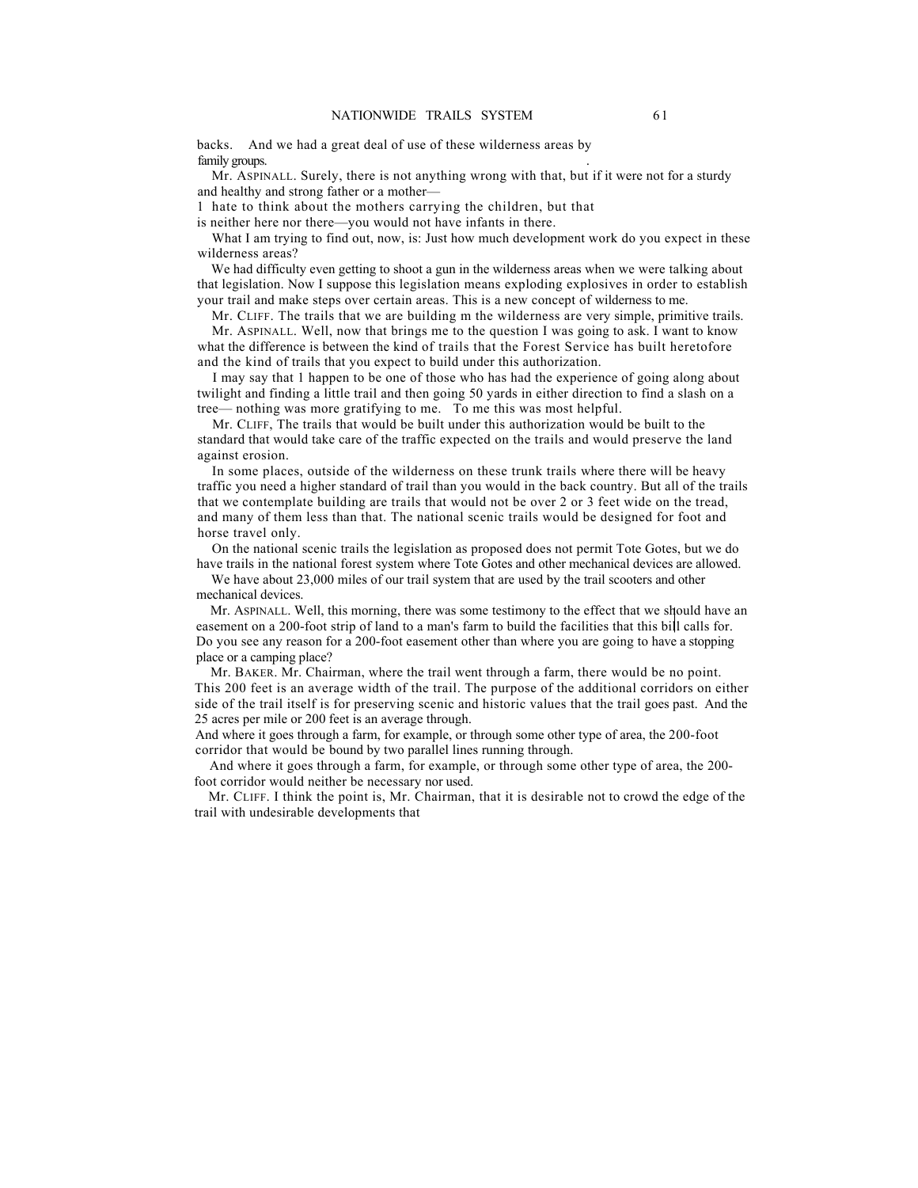backs. And we had a great deal of use of these wilderness areas by family groups.

Mr. ASPINALL. Surely, there is not anything wrong with that, but if it were not for a sturdy and healthy and strong father or a mother—1 hate to think about the mothers carrying the children, but that is neither here nor there—you would not have infants in there.

What I am trying to find out, now, is: Just how much development work do you expect in these wilderness areas?

We had difficulty even getting to shoot a gun in the wilderness areas when we were talking about that legislation. Now I suppose this legislation means exploding explosives in order to establish your trail and make steps over certain areas. This is a new concept of wilderness to me.

Mr. CLIFF. The trails that we are building m the wilderness are very simple, primitive trails.

Mr. ASPINALL. Well, now that brings me to the question I was going to ask. I want to know what the difference is between the kind of trails that the Forest Service has built heretofore and the kind of trails that you expect to build under this authorization.

I may say that 1 happen to be one of those who has had the experience of going along about twilight and finding a little trail and then going 50 yards in either direction to find a slash on a tree— nothing was more gratifying to me. To me this was most helpful.

Mr. CLIFF, The trails that would be built under this authorization would be built to the standard that would take care of the traffic expected on the trails and would preserve the land against erosion.

In some places, outside of the wilderness on these trunk trails where there will be heavy traffic you need a higher standard of trail than you would in the back country. But all of the trails that we contemplate building are trails that would not be over 2 or 3 feet wide on the tread, and many of them less than that. The national scenic trails would be designed for foot and horse travel only.

On the national scenic trails the legislation as proposed does not permit Tote Gotes, but we do have trails in the national forest system where Tote Gotes and other mechanical devices are allowed.

We have about 23,000 miles of our trail system that are used by the trail scooters and other mechanical devices.

Mr. ASPINALL. Well, this morning, there was some testimony to the effect that we should have an easement on a 200-foot strip of land to a man's farm to build the facilities that this bill calls for. Do you see any reason for a 200-foot easement other than where you are going to have a stopping place or a camping place?

Mr. BAKER. Mr. Chairman, where the trail went through a farm, there would be no point. This 200 feet is an average width of the trail. The purpose of the additional corridors on either side of the trail itself is for preserving scenic and historic values that the trail goes past. And the 25 acres per mile or 200 feet is an average through.

And where it goes through a farm, for example, or through some other type of area, the 200-foot corridor that would be bound by two parallel lines running through.

And where it goes through a farm, for example, or through some other type of area, the 200-foot corridor would neither be necessary nor used.

Mr. CLIFF. I think the point is, Mr. Chairman, that it is desirable not to crowd the edge of the trail with undesirable developments that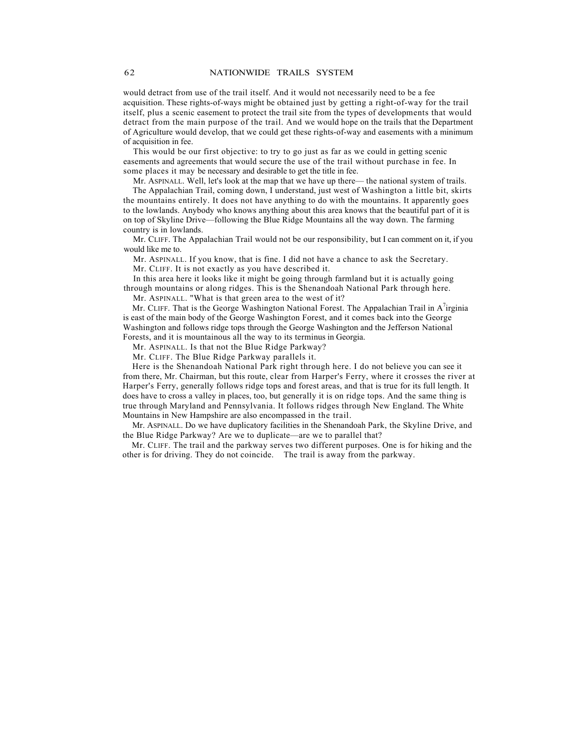would detract from use of the trail itself. And it would not necessarily need to be a fee acquisition. These rights-of-ways might be obtained just by getting a right-of-way for the trail itself, plus a scenic easement to protect the trail site from the types of developments that would detract from the main purpose of the trail. And we would hope on the trails that the Department of Agriculture would develop, that we could get these rights-of-way and easements with a minimum of acquisition in fee.

This would be our first objective: to try to go just as far as we could in getting scenic easements and agreements that would secure the use of the trail without purchase in fee. In some places it may be necessary and desirable to get the title in fee.

Mr. ASPINALL. Well, let's look at the map that we have up there— the national system of trails.

The Appalachian Trail, coming down, I understand, just west of Washington a little bit, skirts the mountains entirely. It does not have anything to do with the mountains. It apparently goes to the lowlands. Anybody who knows anything about this area knows that the beautiful part of it is on top of Skyline Drive—following the Blue Ridge Mountains all the way down. The farming country is in lowlands.

Mr. CLIFF. The Appalachian Trail would not be our responsibility, but I can comment on it, if you would like me to.

Mr. ASPINALL. If you know, that is fine. I did not have a chance to ask the Secretary.

Mr. CLIFF. It is not exactly as you have described it.

In this area here it looks like it might be going through farmland but it is actually going through mountains or along ridges. This is the Shenandoah National Park through here.

Mr. ASPINALL. "What is that green area to the west of it?

Mr. CLIFF. That is the George Washington National Forest. The Appalachian Trail in A[7]irginia is east of the main body of the George Washington Forest, and it comes back into the George Washington and follows ridge tops through the George Washington and the Jefferson National Forests, and it is mountainous all the way to its terminus in Georgia.

Mr. ASPINALL. Is that not the Blue Ridge Parkway?

Mr. CLIFF. The Blue Ridge Parkway parallels it.

Here is the Shenandoah National Park right through here. I do not believe you can see it from there, Mr. Chairman, but this route, clear from Harper's Ferry, where it crosses the river at Harper's Ferry, generally follows ridge tops and forest areas, and that is true for its full length. It does have to cross a valley in places, too, but generally it is on ridge tops. And the same thing is true through Maryland and Pennsylvania. It follows ridges through New England. The White Mountains in New Hampshire are also encompassed in the trail.

Mr. ASPINALL. Do we have duplicatory facilities in the Shenandoah Park, the Skyline Drive, and the Blue Ridge Parkway? Are we to duplicate—are we to parallel that?

Mr. CLIFF. The trail and the parkway serves two different purposes. One is for hiking and the other is for driving. They do not coincide. The trail is away from the parkway.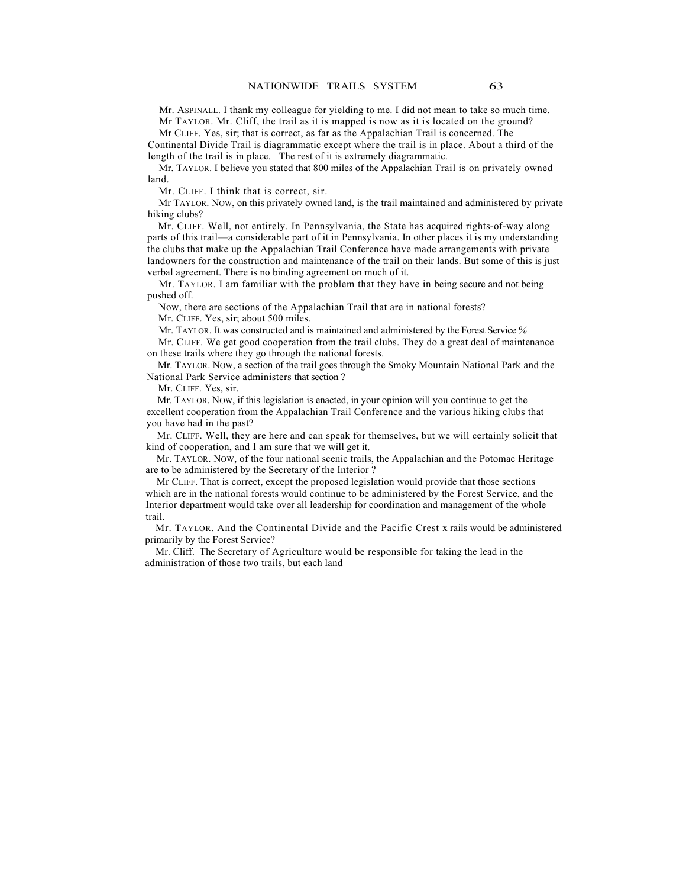Mr. ASPINALL. I thank my colleague for yielding to me. I did not mean to take so much time.

Mr TAYLOR. Mr. Cliff, the trail as it is mapped is now as it is located on the ground?

Mr CLIFF. Yes, sir; that is correct, as far as the Appalachian Trail is concerned. The Continental Divide Trail is diagrammatic except where the trail is in place. About a third of the length of the trail is in place. The rest of it is extremely diagrammatic.

Mr. TAYLOR. I believe you stated that 800 miles of the Appalachian Trail is on privately owned land.

Mr. CLIFF. I think that is correct, sir.

Mr TAYLOR. NOW, on this privately owned land, is the trail maintained and administered by private hiking clubs?

Mr. CLIFF. Well, not entirely. In Pennsylvania, the State has acquired rights-of-way along parts of this trail—a considerable part of it in Pennsylvania. In other places it is my understanding the clubs that make up the Appalachian Trail Conference have made arrangements with private landowners for the construction and maintenance of the trail on their lands. But some of this is just verbal agreement. There is no binding agreement on much of it.

Mr. TAYLOR. I am familiar with the problem that they have in being secure and not being pushed off.

Now, there are sections of the Appalachian Trail that are in national forests?

Mr. CLIFF. Yes, sir; about 500 miles.

Mr. TAYLOR. It was constructed and is maintained and administered by the Forest Service %

Mr. CLIFF. We get good cooperation from the trail clubs. They do a great deal of maintenance on these trails where they go through the national forests.

Mr. TAYLOR. NOW, a section of the trail goes through the Smoky Mountain National Park and the National Park Service administers that section ?

Mr. CLIFF. Yes, sir.

Mr. TAYLOR. NOW, if this legislation is enacted, in your opinion will you continue to get the excellent cooperation from the Appalachian Trail Conference and the various hiking clubs that you have had in the past?

Mr. CLIFF. Well, they are here and can speak for themselves, but we will certainly solicit that kind of cooperation, and I am sure that we will get it.

Mr. TAYLOR. NOW, of the four national scenic trails, the Appalachian and the Potomac Heritage are to be administered by the Secretary of the Interior ?

Mr CLIFF. That is correct, except the proposed legislation would provide that those sections which are in the national forests would continue to be administered by the Forest Service, and the Interior department would take over all leadership for coordination and management of the whole trail.

Mr. TAYLOR. And the Continental Divide and the Pacific Crest x rails would be administered primarily by the Forest Service?

Mr. Cliff. The Secretary of Agriculture would be responsible for taking the lead in the administration of those two trails, but each land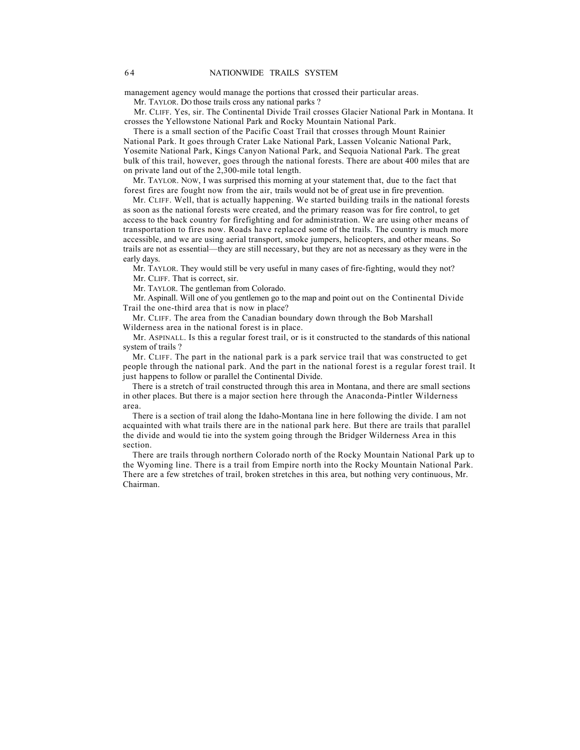management agency would manage the portions that crossed their particular areas.

Mr. TAYLOR. Do those trails cross any national parks ?

Mr. CLIFF. Yes, sir. The Continental Divide Trail crosses Glacier National Park in Montana. It crosses the Yellowstone National Park and Rocky Mountain National Park.

There is a small section of the Pacific Coast Trail that crosses through Mount Rainier National Park. It goes through Crater Lake National Park, Lassen Volcanic National Park, Yosemite National Park, Kings Canyon National Park, and Sequoia National Park. The great bulk of this trail, however, goes through the national forests. There are about 400 miles that are on private land out of the 2,300-mile total length.

Mr. TAYLOR. NOW, I was surprised this morning at your statement that, due to the fact that forest fires are fought now from the air, trails would not be of great use in fire prevention.

Mr. CLIFF. Well, that is actually happening. We started building trails in the national forests as soon as the national forests were created, and the primary reason was for fire control, to get access to the back country for firefighting and for administration. We are using other means of transportation to fires now. Roads have replaced some of the trails. The country is much more accessible, and we are using aerial transport, smoke jumpers, helicopters, and other means. So trails are not as essential—they are still necessary, but they are not as necessary as they were in the early days.

Mr. TAYLOR. They would still be very useful in many cases of fire-fighting, would they not?

Mr. CLIFF. That is correct, sir.

Mr. TAYLOR. The gentleman from Colorado.

Mr. Aspinall. Will one of you gentlemen go to the map and point out on the Continental Divide Trail the one-third area that is now in place?

Mr. CLIFF. The area from the Canadian boundary down through the Bob Marshall Wilderness area in the national forest is in place.

Mr. ASPINALL. Is this a regular forest trail, or is it constructed to the standards of this national system of trails ?

Mr. CLIFF. The part in the national park is a park service trail that was constructed to get people through the national park. And the part in the national forest is a regular forest trail. It just happens to follow or parallel the Continental Divide.

There is a stretch of trail constructed through this area in Montana, and there are small sections in other places. But there is a major section here through the Anaconda-Pintler Wilderness area.

There is a section of trail along the Idaho-Montana line in here following the divide. I am not acquainted with what trails there are in the national park here. But there are trails that parallel the divide and would tie into the system going through the Bridger Wilderness Area in this section.

There are trails through northern Colorado north of the Rocky Mountain National Park up to the Wyoming line. There is a trail from Empire north into the Rocky Mountain National Park. There are a few stretches of trail, broken stretches in this area, but nothing very continuous, Mr. Chairman.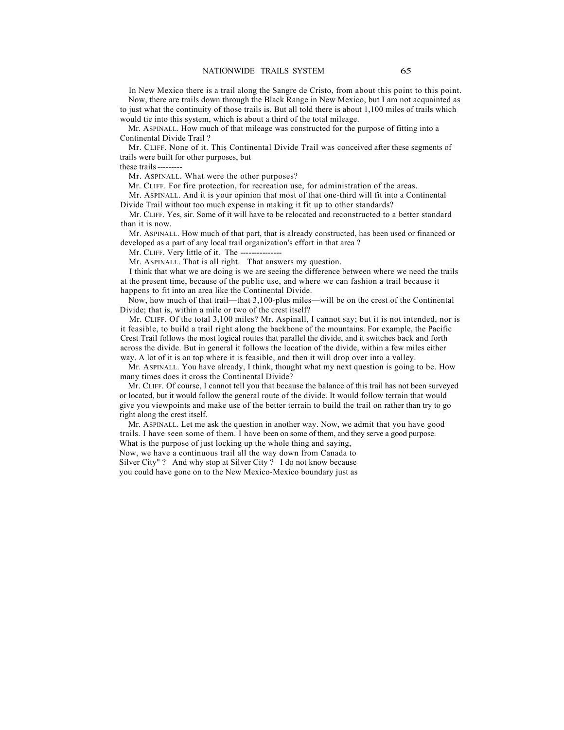In New Mexico there is a trail along the Sangre de Cristo, from about this point to this point.

Now, there are trails down through the Black Range in New Mexico, but I am not acquainted as to just what the continuity of those trails is. But all told there is about 1,100 miles of trails which would tie into this system, which is about a third of the total mileage.

Mr. ASPINALL. How much of that mileage was constructed for the purpose of fitting into a Continental Divide Trail ?

Mr. CLIFF. None of it. This Continental Divide Trail was conceived after these segments of trails were built for other purposes, but these trails ---------

Mr. ASPINALL. What were the other purposes?

Mr. CLIFF. For fire protection, for recreation use, for administration of the areas.

Mr. ASPINALL. And it is your opinion that most of that one-third will fit into a Continental Divide Trail without too much expense in making it fit up to other standards?

Mr. CLIFF. Yes, sir. Some of it will have to be relocated and reconstructed to a better standard than it is now.

Mr. ASPINALL. How much of that part, that is already constructed, has been used or financed or developed as a part of any local trail organization's effort in that area ?

Mr. CLIFF. Very little of it. The ---------------

Mr. ASPINALL. That is all right. That answers my question.

I think that what we are doing is we are seeing the difference between where we need the trails at the present time, because of the public use, and where we can fashion a trail because it happens to fit into an area like the Continental Divide.

Now, how much of that trail—that 3,100-plus miles—will be on the crest of the Continental Divide; that is, within a mile or two of the crest itself?

Mr. CLIFF. Of the total 3,100 miles? Mr. Aspinall, I cannot say; but it is not intended, nor is it feasible, to build a trail right along the backbone of the mountains. For example, the Pacific Crest Trail follows the most logical routes that parallel the divide, and it switches back and forth across the divide. But in general it follows the location of the divide, within a few miles either way. A lot of it is on top where it is feasible, and then it will drop over into a valley.

Mr. ASPINALL. You have already, I think, thought what my next question is going to be. How many times does it cross the Continental Divide?

Mr. CLIFF. Of course, I cannot tell you that because the balance of this trail has not been surveyed or located, but it would follow the general route of the divide. It would follow terrain that would give you viewpoints and make use of the better terrain to build the trail on rather than try to go right along the crest itself.

Mr. ASPINALL. Let me ask the question in another way. Now, we admit that you have good trails. I have seen some of them. I have been on some of them, and they serve a good purpose. What is the purpose of just locking up the whole thing and saying, Now, we have a continuous trail all the way down from Canada to Silver City" ? And why stop at Silver City ? I do not know because you could have gone on to the New Mexico-Mexico boundary just as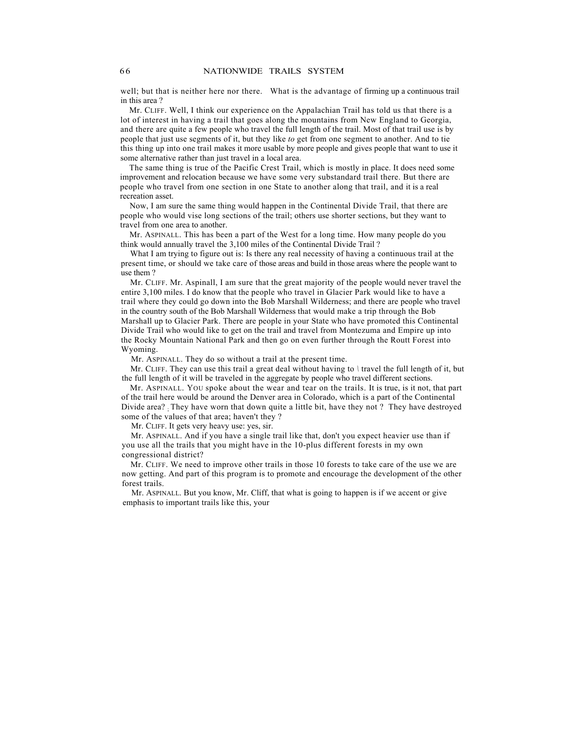well; but that is neither here nor there. What is the advantage of firming up a continuous trail in this area ?

Mr. CLIFF. Well, I think our experience on the Appalachian Trail has told us that there is a lot of interest in having a trail that goes along the mountains from New England to Georgia, and there are quite a few people who travel the full length of the trail. Most of that trail use is by people that just use segments of it, but they like *to* get from one segment to another. And to tie this thing up into one trail makes it more usable by more people and gives people that want to use it some alternative rather than just travel in a local area.

The same thing is true of the Pacific Crest Trail, which is mostly in place. It does need some improvement and relocation because we have some very substandard trail there. But there are people who travel from one section in one State to another along that trail, and it is a real recreation asset.

Now, I am sure the same thing would happen in the Continental Divide Trail, that there are people who would vise long sections of the trail; others use shorter sections, but they want to travel from one area to another.

Mr. ASPINALL. This has been a part of the West for a long time. How many people do you think would annually travel the 3,100 miles of the Continental Divide Trail ?

What I am trying to figure out is: Is there any real necessity of having a continuous trail at the present time, or should we take care of those areas and build in those areas where the people want to use them ?

Mr. CLIFF. Mr. Aspinall, I am sure that the great majority of the people would never travel the entire 3,100 miles. I do know that the people who travel in Glacier Park would like to have a trail where they could go down into the Bob Marshall Wilderness; and there are people who travel in the country south of the Bob Marshall Wilderness that would make a trip through the Bob Marshall up to Glacier Park. There are people in your State who have promoted this Continental Divide Trail who would like to get on the trail and travel from Montezuma and Empire up into the Rocky Mountain National Park and then go on even further through the Routt Forest into Wyoming.

Mr. ASPINALL. They do so without a trail at the present time.

Mr. CLIFF. They can use this trail a great deal without having to \ travel the full length of it, but the full length of it will be traveled in the aggregate by people who travel different sections.

Mr. ASPINALL. YOU spoke about the wear and tear on the trails. It is true, is it not, that part of the trail here would be around the Denver area in Colorado, which is a part of the Continental Divide area? ; They have worn that down quite a little bit, have they not ? They have destroyed some of the values of that area; haven't they ?

Mr. CLIFF. It gets very heavy use: yes, sir.

Mr. ASPINALL. And if you have a single trail like that, don't you expect heavier use than if you use all the trails that you might have in the 10-plus different forests in my own congressional district?

Mr. CLIFF. We need to improve other trails in those 10 forests to take care of the use we are now getting. And part of this program is to promote and encourage the development of the other forest trails.

Mr. ASPINALL. But you know, Mr. Cliff, that what is going to happen is if we accent or give emphasis to important trails like this, your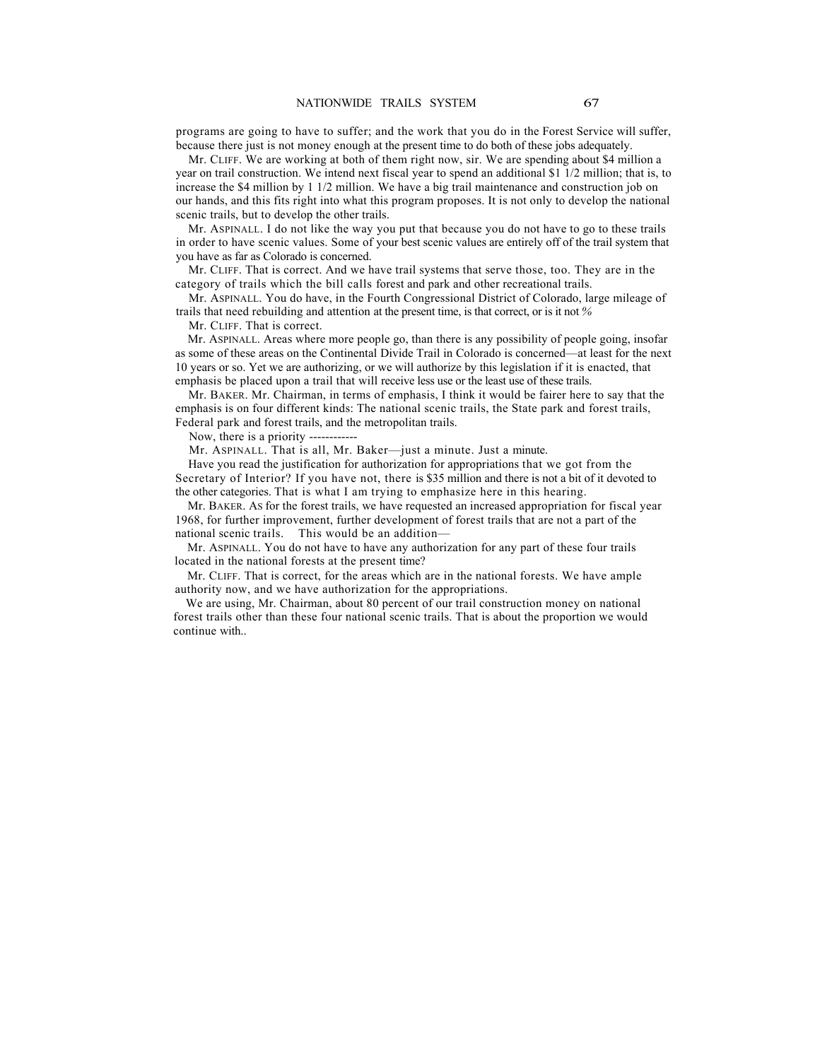programs are going to have to suffer; and the work that you do in the Forest Service will suffer, because there just is not money enough at the present time to do both of these jobs adequately.

Mr. CLIFF. We are working at both of them right now, sir. We are spending about $4 million a year on trail construction. We intend next fiscal year to spend an additional $1 1/2 million; that is, to increase the $4 million by 1 1/2 million. We have a big trail maintenance and construction job on our hands, and this fits right into what this program proposes. It is not only to develop the national scenic trails, but to develop the other trails.

Mr. ASPINALL. I do not like the way you put that because you do not have to go to these trails in order to have scenic values. Some of your best scenic values are entirely off of the trail system that you have as far as Colorado is concerned.

Mr. CLIFF. That is correct. And we have trail systems that serve those, too. They are in the category of trails which the bill calls forest and park and other recreational trails.

Mr. ASPINALL. You do have, in the Fourth Congressional District of Colorado, large mileage of trails that need rebuilding and attention at the present time, is that correct, or is it not %

Mr. CLIFF. That is correct.

Mr. ASPINALL. Areas where more people go, than there is any possibility of people going, insofar as some of these areas on the Continental Divide Trail in Colorado is concerned—at least for the next 10 years or so. Yet we are authorizing, or we will authorize by this legislation if it is enacted, that emphasis be placed upon a trail that will receive less use or the least use of these trails.

Mr. BAKER. Mr. Chairman, in terms of emphasis, I think it would be fairer here to say that the emphasis is on four different kinds: The national scenic trails, the State park and forest trails, Federal park and forest trails, and the metropolitan trails.

Now, there is a priority ------------

Mr. ASPINALL. That is all, Mr. Baker—just a minute. Just a minute.

Have you read the justification for authorization for appropriations that we got from the Secretary of Interior? If you have not, there is $35 million and there is not a bit of it devoted to the other categories. That is what I am trying to emphasize here in this hearing.

Mr. BAKER. AS for the forest trails, we have requested an increased appropriation for fiscal year 1968, for further improvement, further development of forest trails that are not a part of the national scenic trails. This would be an addition—

Mr. ASPINALL. You do not have to have any authorization for any part of these four trails located in the national forests at the present time?

Mr. CLIFF. That is correct, for the areas which are in the national forests. We have ample authority now, and we have authorization for the appropriations.

We are using, Mr. Chairman, about 80 percent of our trail construction money on national forest trails other than these four national scenic trails. That is about the proportion we would continue with..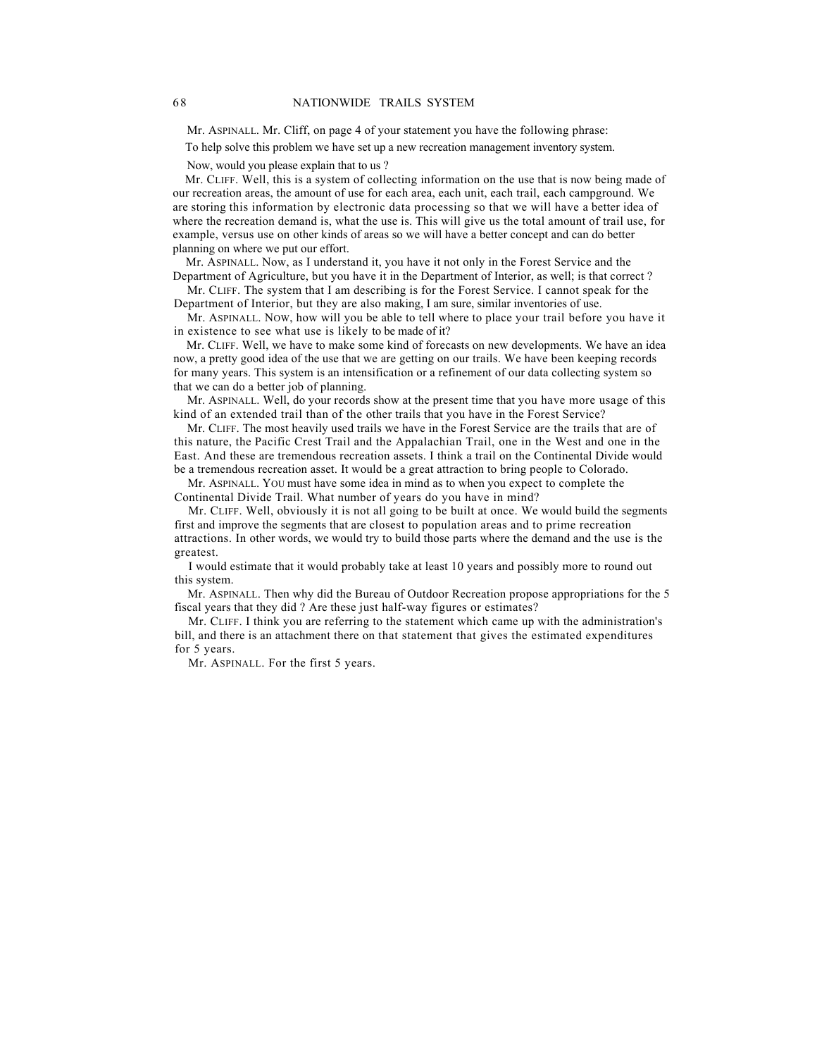Mr. ASPINALL. Mr. Cliff, on page 4 of your statement you have the following phrase:

To help solve this problem we have set up a new recreation management inventory system.

Now, would you please explain that to us ?

Mr. CLIFF. Well, this is a system of collecting information on the use that is now being made of our recreation areas, the amount of use for each area, each unit, each trail, each campground. We are storing this information by electronic data processing so that we will have a better idea of where the recreation demand is, what the use is. This will give us the total amount of trail use, for example, versus use on other kinds of areas so we will have a better concept and can do better planning on where we put our effort.

Mr. ASPINALL. Now, as I understand it, you have it not only in the Forest Service and the Department of Agriculture, but you have it in the Department of Interior, as well; is that correct ?

Mr. CLIFF. The system that I am describing is for the Forest Service. I cannot speak for the Department of Interior, but they are also making, I am sure, similar inventories of use.

Mr. ASPINALL. NOW, how will you be able to tell where to place your trail before you have it in existence to see what use is likely to be made of it?

Mr. CLIFF. Well, we have to make some kind of forecasts on new developments. We have an idea now, a pretty good idea of the use that we are getting on our trails. We have been keeping records for many years. This system is an intensification or a refinement of our data collecting system so that we can do a better job of planning.

Mr. ASPINALL. Well, do your records show at the present time that you have more usage of this kind of an extended trail than of the other trails that you have in the Forest Service?

Mr. CLIFF. The most heavily used trails we have in the Forest Service are the trails that are of this nature, the Pacific Crest Trail and the Appalachian Trail, one in the West and one in the East. And these are tremendous recreation assets. I think a trail on the Continental Divide would be a tremendous recreation asset. It would be a great attraction to bring people to Colorado.

Mr. ASPINALL. YOU must have some idea in mind as to when you expect to complete the Continental Divide Trail. What number of years do you have in mind?

Mr. CLIFF. Well, obviously it is not all going to be built at once. We would build the segments first and improve the segments that are closest to population areas and to prime recreation attractions. In other words, we would try to build those parts where the demand and the use is the greatest.

I would estimate that it would probably take at least 10 years and possibly more to round out this system.

Mr. ASPINALL. Then why did the Bureau of Outdoor Recreation propose appropriations for the 5 fiscal years that they did ? Are these just half-way figures or estimates?

Mr. CLIFF. I think you are referring to the statement which came up with the administration's bill, and there is an attachment there on that statement that gives the estimated expenditures for 5 years.

Mr. ASPINALL. For the first 5 years.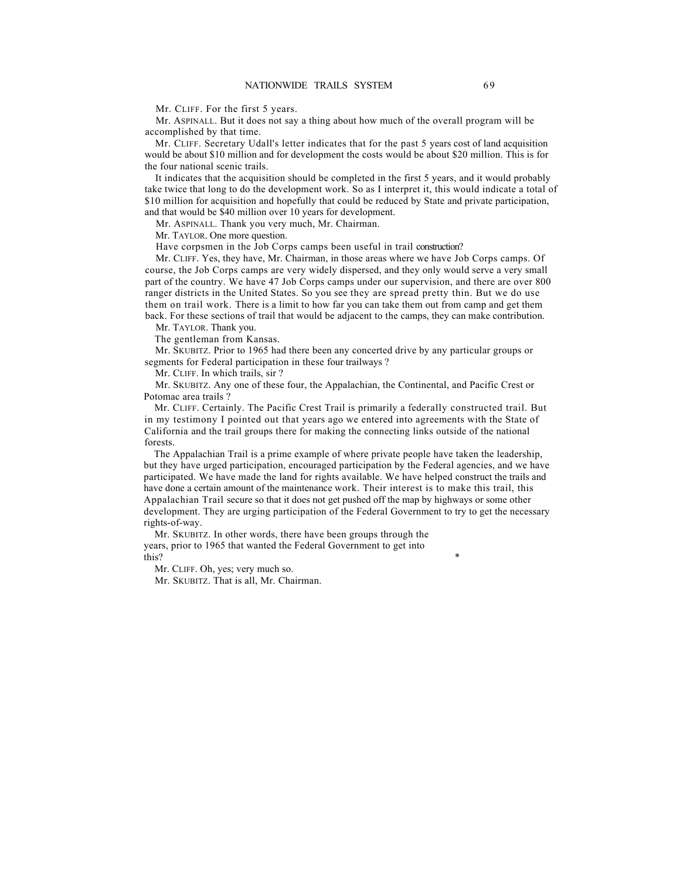Mr. CLIFF. For the first 5 years.

Mr. ASPINALL. But it does not say a thing about how much of the overall program will be accomplished by that time.

Mr. CLIFF. Secretary Udall's letter indicates that for the past 5 years cost of land acquisition would be about $10 million and for development the costs would be about $20 million. This is for the four national scenic trails.

It indicates that the acquisition should be completed in the first 5 years, and it would probably take twice that long to do the development work. So as I interpret it, this would indicate a total of $10 million for acquisition and hopefully that could be reduced by State and private participation, and that would be $40 million over 10 years for development.

Mr. ASPINALL. Thank you very much, Mr. Chairman.

Mr. TAYLOR. One more question.

Have corpsmen in the Job Corps camps been useful in trail construction?

Mr. CLIFF. Yes, they have, Mr. Chairman, in those areas where we have Job Corps camps. Of course, the Job Corps camps are very widely dispersed, and they only would serve a very small part of the country. We have 47 Job Corps camps under our supervision, and there are over 800 ranger districts in the United States. So you see they are spread pretty thin. But we do use them on trail work. There is a limit to how far you can take them out from camp and get them back. For these sections of trail that would be adjacent to the camps, they can make contribution.

Mr. TAYLOR. Thank you.

The gentleman from Kansas.

Mr. SKUBITZ. Prior to 1965 had there been any concerted drive by any particular groups or segments for Federal participation in these four trailways ?

Mr. CLIFF. In which trails, sir ?

Mr. SKUBITZ. Any one of these four, the Appalachian, the Continental, and Pacific Crest or Potomac area trails ?

Mr. CLIFF. Certainly. The Pacific Crest Trail is primarily a federally constructed trail. But in my testimony I pointed out that years ago we entered into agreements with the State of California and the trail groups there for making the connecting links outside of the national forests.

The Appalachian Trail is a prime example of where private people have taken the leadership, but they have urged participation, encouraged participation by the Federal agencies, and we have participated. We have made the land for rights available. We have helped construct the trails and have done a certain amount of the maintenance work. Their interest is to make this trail, this Appalachian Trail secure so that it does not get pushed off the map by highways or some other development. They are urging participation of the Federal Government to try to get the necessary rights-of-way.

Mr. SKUBITZ. In other words, there have been groups through the years, prior to 1965 that wanted the Federal Government to get into this?

Mr. CLIFF. Oh, yes; very much so.

Mr. SKUBITZ. That is all, Mr. Chairman.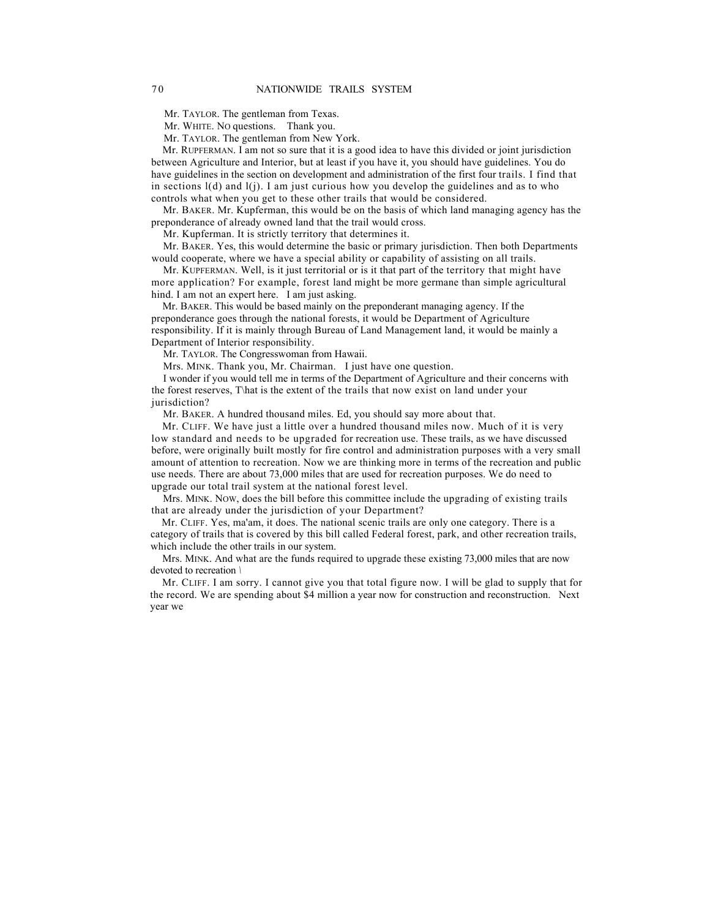Mr. TAYLOR. The gentleman from Texas.

Mr. WHITE. NO questions. Thank you.

Mr. TAYLOR. The gentleman from New York.

Mr. RUPFERMAN. I am not so sure that it is a good idea to have this divided or joint jurisdiction between Agriculture and Interior, but at least if you have it, you should have guidelines. You do have guidelines in the section on development and administration of the first four trails. I find that in sections l(d) and l(j). I am just curious how you develop the guidelines and as to who controls what when you get to these other trails that would be considered.

Mr. BAKER. Mr. Kupferman, this would be on the basis of which land managing agency has the preponderance of already owned land that the trail would cross.

Mr. Kupferman. It is strictly territory that determines it.

Mr. BAKER. Yes, this would determine the basic or primary jurisdiction. Then both Departments would cooperate, where we have a special ability or capability of assisting on all trails.

Mr. KUPFERMAN. Well, is it just territorial or is it that part of the territory that might have more application? For example, forest land might be more germane than simple agricultural hind. I am not an expert here. I am just asking.

Mr. BAKER. This would be based mainly on the preponderant managing agency. If the preponderance goes through the national forests, it would be Department of Agriculture responsibility. If it is mainly through Bureau of Land Management land, it would be mainly a Department of Interior responsibility.

Mr. TAYLOR. The Congresswoman from Hawaii.

Mrs. MINK. Thank you, Mr. Chairman. I just have one question.

I wonder if you would tell me in terms of the Department of Agriculture and their concerns with the forest reserves, T\hat is the extent of the trails that now exist on land under your jurisdiction?

Mr. BAKER. A hundred thousand miles. Ed, you should say more about that.

Mr. CLIFF. We have just a little over a hundred thousand miles now. Much of it is very low standard and needs to be upgraded for recreation use. These trails, as we have discussed before, were originally built mostly for fire control and administration purposes with a very small amount of attention to recreation. Now we are thinking more in terms of the recreation and public use needs. There are about 73,000 miles that are used for recreation purposes. We do need to upgrade our total trail system at the national forest level.

Mrs. MINK. NOW, does the bill before this committee include the upgrading of existing trails that are already under the jurisdiction of your Department?

Mr. CLIFF. Yes, ma'am, it does. The national scenic trails are only one category. There is a category of trails that is covered by this bill called Federal forest, park, and other recreation trails, which include the other trails in our system.

Mrs. MINK. And what are the funds required to upgrade these existing 73,000 miles that are now devoted to recreation \

Mr. CLIFF. I am sorry. I cannot give you that total figure now. I will be glad to supply that for the record. We are spending about $4 million a year now for construction and reconstruction. Next year we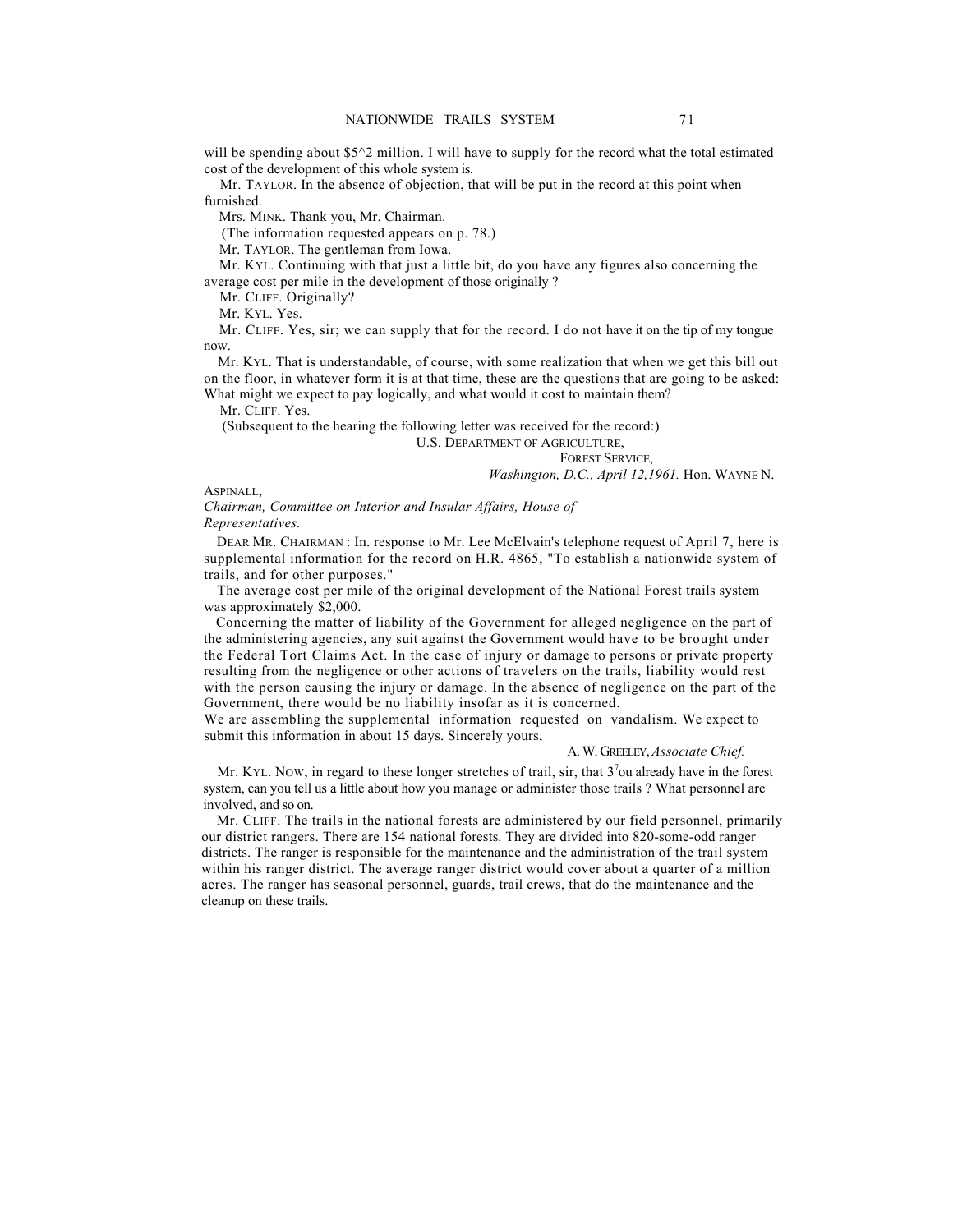will be spending about $5^2 million. I will have to supply for the record what the total estimated cost of the development of this whole system is.

Mr. TAYLOR. In the absence of objection, that will be put in the record at this point when furnished.

Mrs. MINK. Thank you, Mr. Chairman.

(The information requested appears on p. 78.)

Mr. TAYLOR. The gentleman from Iowa.

Mr. KYL. Continuing with that just a little bit, do you have any figures also concerning the average cost per mile in the development of those originally ?

Mr. CLIFF. Originally?

Mr. KYL. Yes.

Mr. CLIFF. Yes, sir; we can supply that for the record. I do not have it on the tip of my tongue now.

Mr. KYL. That is understandable, of course, with some realization that when we get this bill out on the floor, in whatever form it is at that time, these are the questions that are going to be asked: What might we expect to pay logically, and what would it cost to maintain them?

Mr. CLIFF. Yes.

(Subsequent to the hearing the following letter was received for the record:)

U.S. DEPARTMENT OF AGRICULTURE,
FOREST SERVICE,
*Washington, D.C., April 12,1961.*

Hon. WAYNE N. ASPINALL,
*Chairman, Committee on Interior and Insular Affairs, House of Representatives.*

DEAR MR. CHAIRMAN : In. response to Mr. Lee McElvain's telephone request of April 7, here is supplemental information for the record on H.R. 4865, "To establish a nationwide system of trails, and for other purposes."

The average cost per mile of the original development of the National Forest trails system was approximately $2,000.

Concerning the matter of liability of the Government for alleged negligence on the part of the administering agencies, any suit against the Government would have to be brought under the Federal Tort Claims Act. In the case of injury or damage to persons or private property resulting from the negligence or other actions of travelers on the trails, liability would rest with the person causing the injury or damage. In the absence of negligence on the part of the Government, there would be no liability insofar as it is concerned.

We are assembling the supplemental information requested on vandalism. We expect to submit this information in about 15 days. Sincerely yours,

A. W. GREELEY, *Associate Chief.*

Mr. KYL. NOW, in regard to these longer stretches of trail, sir, that 3[7]ou already have in the forest system, can you tell us a little about how you manage or administer those trails ? What personnel are involved, and so on.

Mr. CLIFF. The trails in the national forests are administered by our field personnel, primarily our district rangers. There are 154 national forests. They are divided into 820-some-odd ranger districts. The ranger is responsible for the maintenance and the administration of the trail system within his ranger district. The average ranger district would cover about a quarter of a million acres. The ranger has seasonal personnel, guards, trail crews, that do the maintenance and the cleanup on these trails.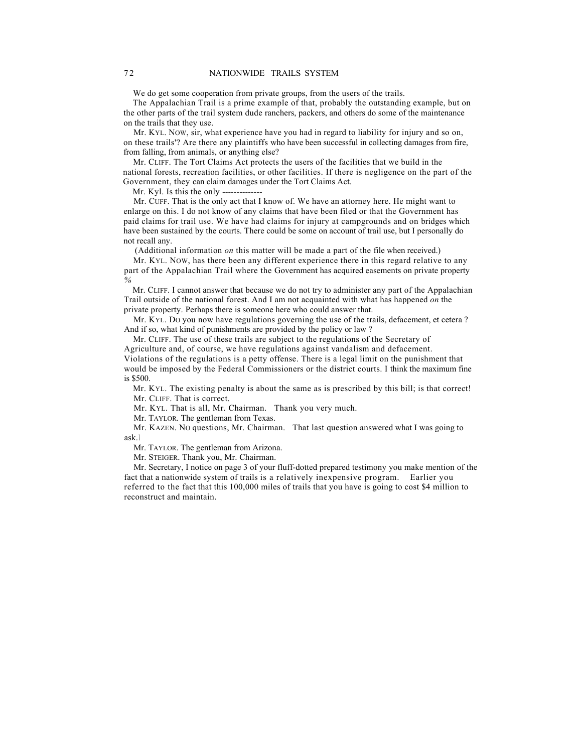We do get some cooperation from private groups, from the users of the trails.

The Appalachian Trail is a prime example of that, probably the outstanding example, but on the other parts of the trail system dude ranchers, packers, and others do some of the maintenance on the trails that they use.

Mr. KYL. NOW, sir, what experience have you had in regard to liability for injury and so on, on these trails'? Are there any plaintiffs who have been successful in collecting damages from fire, from falling, from animals, or anything else?

Mr. CLIFF. The Tort Claims Act protects the users of the facilities that we build in the national forests, recreation facilities, or other facilities. If there is negligence on the part of the Government, they can claim damages under the Tort Claims Act.

Mr. Kyl. Is this the only --------------

Mr. CUFF. That is the only act that I know of. We have an attorney here. He might want to enlarge on this. I do not know of any claims that have been filed or that the Government has paid claims for trail use. We have had claims for injury at campgrounds and on bridges which have been sustained by the courts. There could be some on account of trail use, but I personally do not recall any.

(Additional information *on* this matter will be made a part of the file when received.)

Mr. KYL. NOW, has there been any different experience there in this regard relative to any part of the Appalachian Trail where the Government has acquired easements on private property %

Mr. CLIFF. I cannot answer that because we do not try to administer any part of the Appalachian Trail outside of the national forest. And I am not acquainted with what has happened *on* the private property. Perhaps there is someone here who could answer that.

Mr. KYL. DO you now have regulations governing the use of the trails, defacement, et cetera ? And if so, what kind of punishments are provided by the policy or law ?

Mr. CLIFF. The use of these trails are subject to the regulations of the Secretary of Agriculture and, of course, we have regulations against vandalism and defacement. Violations of the regulations is a petty offense. There is a legal limit on the punishment that would be imposed by the Federal Commissioners or the district courts. I think the maximum fine is $500.

Mr. KYL. The existing penalty is about the same as is prescribed by this bill; is that correct!

Mr. CLIFF. That is correct.

Mr. KYL. That is all, Mr. Chairman. Thank you very much.

Mr. TAYLOR. The gentleman from Texas.

Mr. KAZEN. NO questions, Mr. Chairman. That last question answered what I was going to ask.\

Mr. TAYLOR. The gentleman from Arizona.

Mr. STEIGER. Thank you, Mr. Chairman.

Mr. Secretary, I notice on page 3 of your fluff-dotted prepared testimony you make mention of the fact that a nationwide system of trails is a relatively inexpensive program. Earlier you referred to the fact that this 100,000 miles of trails that you have is going to cost $4 million to reconstruct and maintain.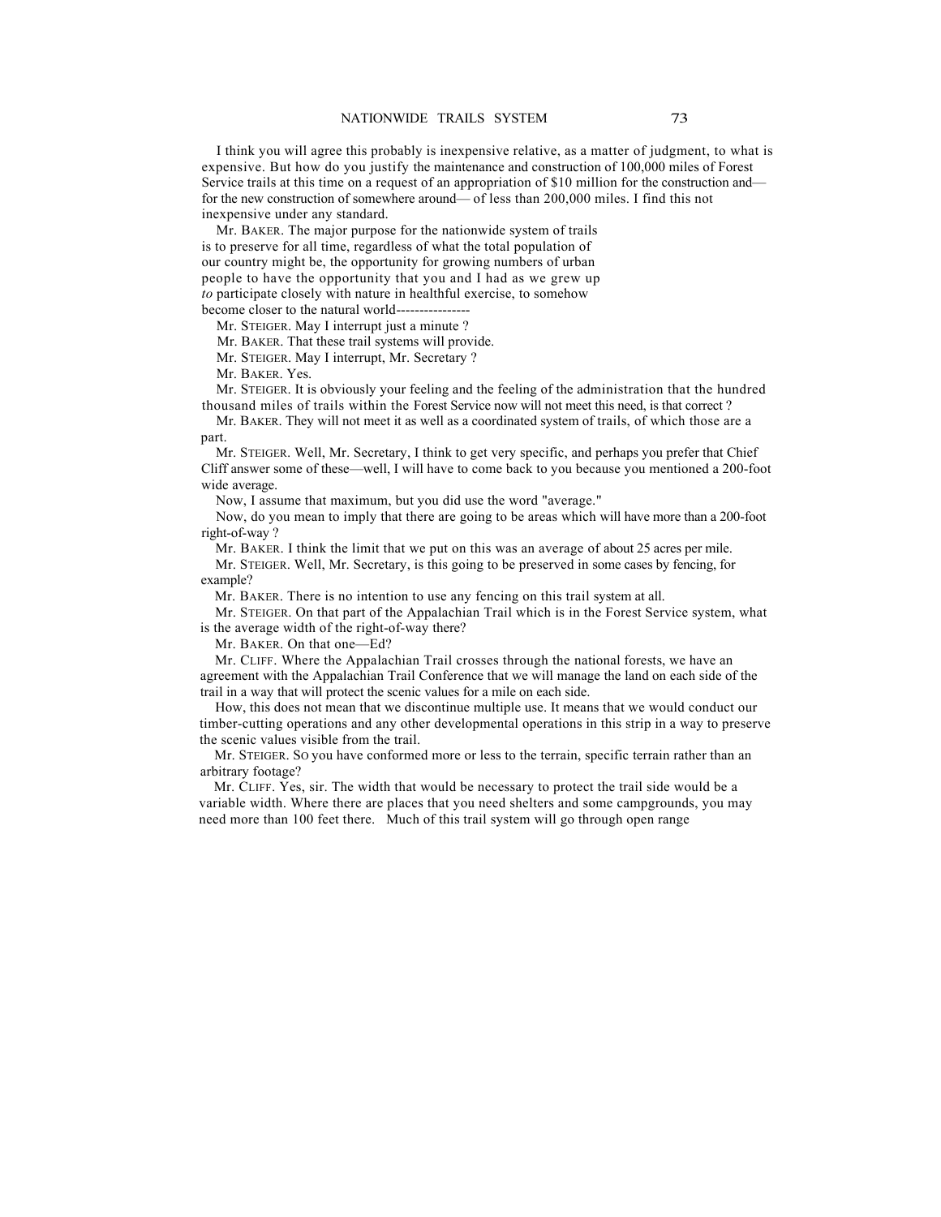I think you will agree this probably is inexpensive relative, as a matter of judgment, to what is expensive. But how do you justify the maintenance and construction of 100,000 miles of Forest Service trails at this time on a request of an appropriation of $10 million for the construction and—for the new construction of somewhere around— of less than 200,000 miles. I find this not inexpensive under any standard.

Mr. BAKER. The major purpose for the nationwide system of trails is to preserve for all time, regardless of what the total population of our country might be, the opportunity for growing numbers of urban people to have the opportunity that you and I had as we grew up *to* participate closely with nature in healthful exercise, to somehow become closer to the natural world----------------

Mr. STEIGER. May I interrupt just a minute ?

Mr. BAKER. That these trail systems will provide.

Mr. STEIGER. May I interrupt, Mr. Secretary ?

Mr. BAKER. Yes.

Mr. STEIGER. It is obviously your feeling and the feeling of the administration that the hundred thousand miles of trails within the Forest Service now will not meet this need, is that correct ?

Mr. BAKER. They will not meet it as well as a coordinated system of trails, of which those are a part.

Mr. STEIGER. Well, Mr. Secretary, I think to get very specific, and perhaps you prefer that Chief Cliff answer some of these—well, I will have to come back to you because you mentioned a 200-foot wide average.

Now, I assume that maximum, but you did use the word "average."

Now, do you mean to imply that there are going to be areas which will have more than a 200-foot right-of-way ?

Mr. BAKER. I think the limit that we put on this was an average of about 25 acres per mile.

Mr. STEIGER. Well, Mr. Secretary, is this going to be preserved in some cases by fencing, for example?

Mr. BAKER. There is no intention to use any fencing on this trail system at all.

Mr. STEIGER. On that part of the Appalachian Trail which is in the Forest Service system, what is the average width of the right-of-way there?

Mr. BAKER. On that one—Ed?

Mr. CLIFF. Where the Appalachian Trail crosses through the national forests, we have an agreement with the Appalachian Trail Conference that we will manage the land on each side of the trail in a way that will protect the scenic values for a mile on each side.

How, this does not mean that we discontinue multiple use. It means that we would conduct our timber-cutting operations and any other developmental operations in this strip in a way to preserve the scenic values visible from the trail.

Mr. STEIGER. SO you have conformed more or less to the terrain, specific terrain rather than an arbitrary footage?

Mr. CLIFF. Yes, sir. The width that would be necessary to protect the trail side would be a variable width. Where there are places that you need shelters and some campgrounds, you may need more than 100 feet there. Much of this trail system will go through open range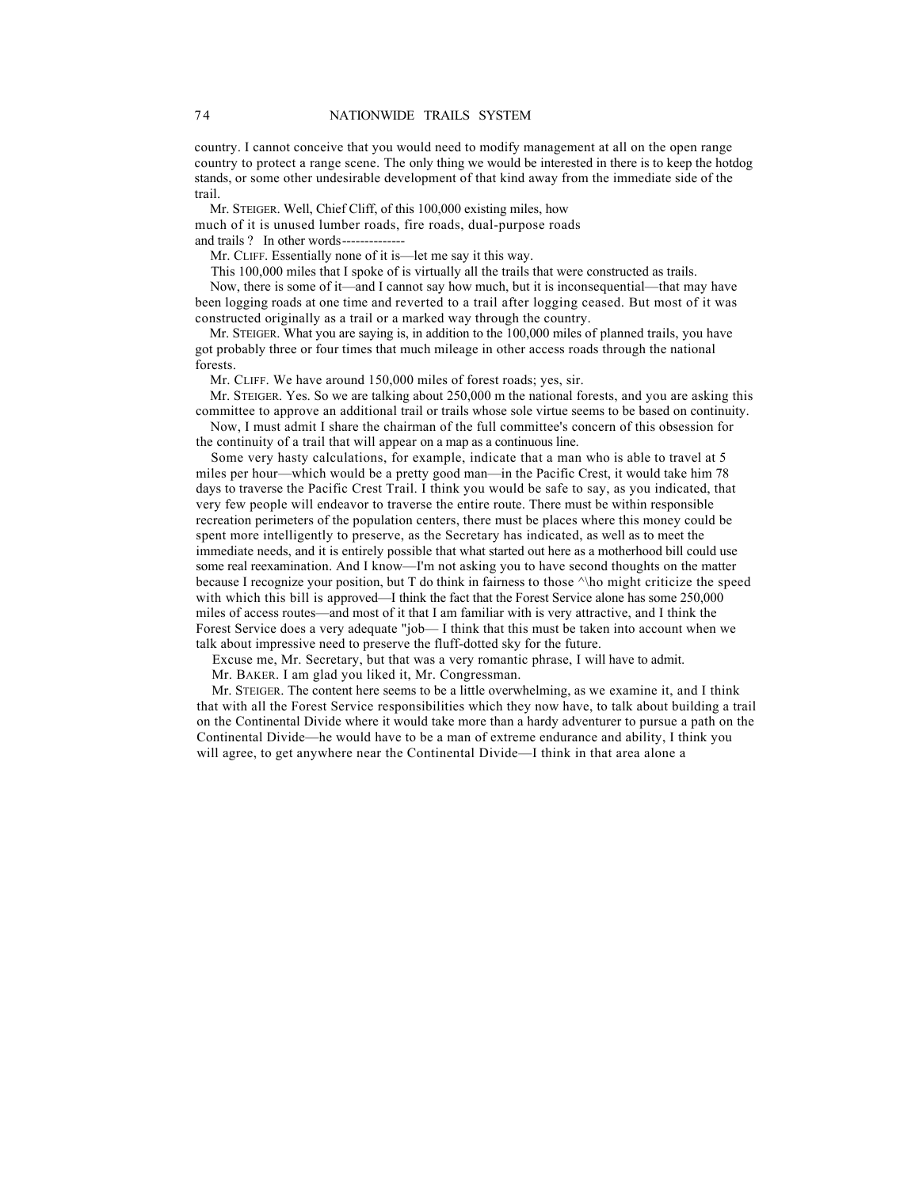country. I cannot conceive that you would need to modify management at all on the open range country to protect a range scene. The only thing we would be interested in there is to keep the hotdog stands, or some other undesirable development of that kind away from the immediate side of the trail.

Mr. STEIGER. Well, Chief Cliff, of this 100,000 existing miles, how much of it is unused lumber roads, fire roads, dual-purpose roads and trails ? In other words--------------

Mr. CLIFF. Essentially none of it is—let me say it this way.

This 100,000 miles that I spoke of is virtually all the trails that were constructed as trails.

Now, there is some of it—and I cannot say how much, but it is inconsequential—that may have been logging roads at one time and reverted to a trail after logging ceased. But most of it was constructed originally as a trail or a marked way through the country.

Mr. STEIGER. What you are saying is, in addition to the 100,000 miles of planned trails, you have got probably three or four times that much mileage in other access roads through the national forests.

Mr. CLIFF. We have around 150,000 miles of forest roads; yes, sir.

Mr. STEIGER. Yes. So we are talking about 250,000 m the national forests, and you are asking this committee to approve an additional trail or trails whose sole virtue seems to be based on continuity.

Now, I must admit I share the chairman of the full committee's concern of this obsession for the continuity of a trail that will appear on a map as a continuous line.

Some very hasty calculations, for example, indicate that a man who is able to travel at 5 miles per hour—which would be a pretty good man—in the Pacific Crest, it would take him 78 days to traverse the Pacific Crest Trail. I think you would be safe to say, as you indicated, that very few people will endeavor to traverse the entire route. There must be within responsible recreation perimeters of the population centers, there must be places where this money could be spent more intelligently to preserve, as the Secretary has indicated, as well as to meet the immediate needs, and it is entirely possible that what started out here as a motherhood bill could use some real reexamination. And I know—I'm not asking you to have second thoughts on the matter because I recognize your position, but T do think in fairness to those ^\ho might criticize the speed with which this bill is approved—I think the fact that the Forest Service alone has some 250,000 miles of access routes—and most of it that I am familiar with is very attractive, and I think the Forest Service does a very adequate "job— I think that this must be taken into account when we talk about impressive need to preserve the fluff-dotted sky for the future.

Excuse me, Mr. Secretary, but that was a very romantic phrase, I will have to admit.

Mr. BAKER. I am glad you liked it, Mr. Congressman.

Mr. STEIGER. The content here seems to be a little overwhelming, as we examine it, and I think that with all the Forest Service responsibilities which they now have, to talk about building a trail on the Continental Divide where it would take more than a hardy adventurer to pursue a path on the Continental Divide—he would have to be a man of extreme endurance and ability, I think you will agree, to get anywhere near the Continental Divide—I think in that area alone a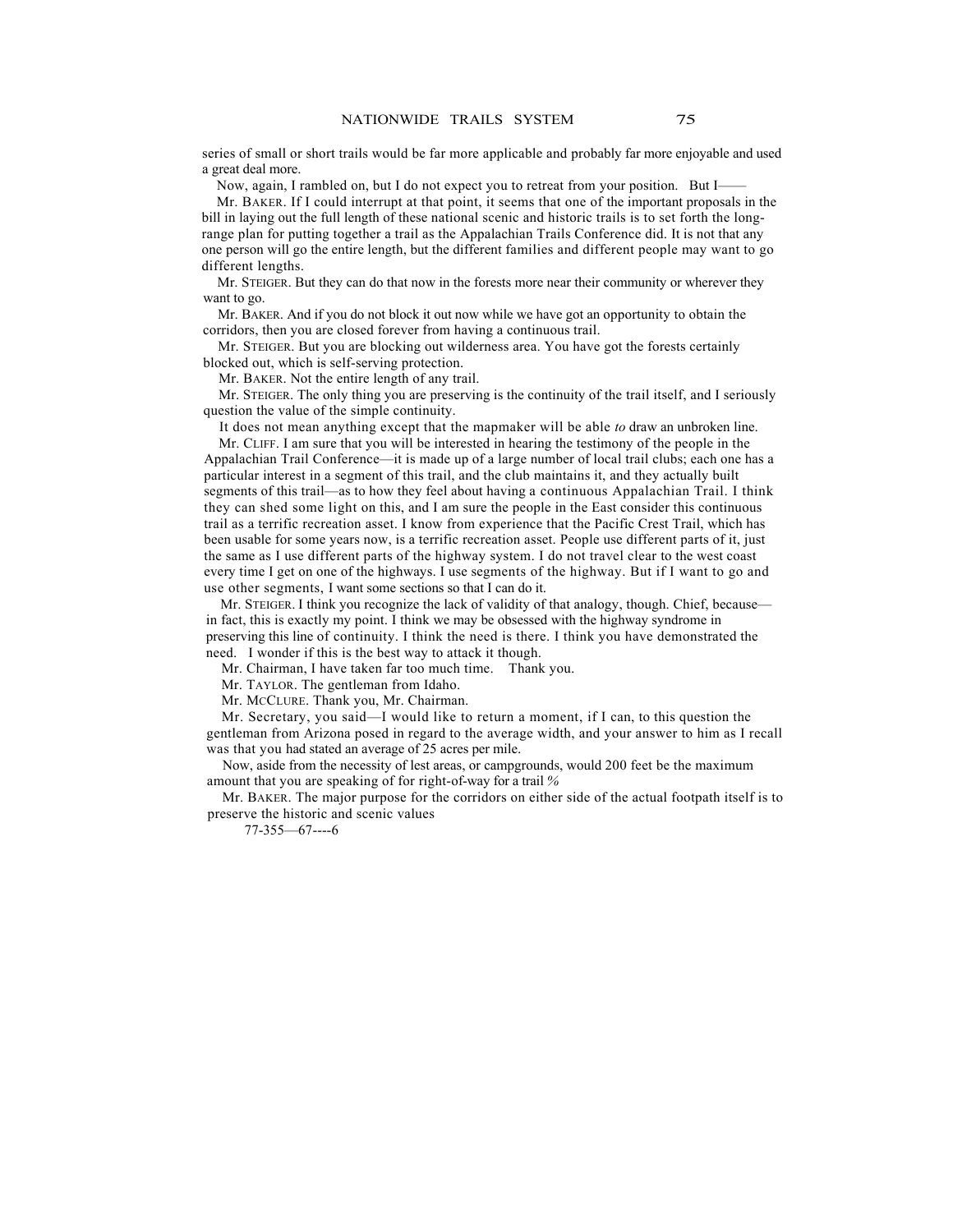series of small or short trails would be far more applicable and probably far more enjoyable and used a great deal more.

Now, again, I rambled on, but I do not expect you to retreat from your position. But I——

Mr. BAKER. If I could interrupt at that point, it seems that one of the important proposals in the bill in laying out the full length of these national scenic and historic trails is to set forth the long-range plan for putting together a trail as the Appalachian Trails Conference did. It is not that any one person will go the entire length, but the different families and different people may want to go different lengths.

Mr. STEIGER. But they can do that now in the forests more near their community or wherever they want to go.

Mr. BAKER. And if you do not block it out now while we have got an opportunity to obtain the corridors, then you are closed forever from having a continuous trail.

Mr. STEIGER. But you are blocking out wilderness area. You have got the forests certainly blocked out, which is self-serving protection.

Mr. BAKER. Not the entire length of any trail.

Mr. STEIGER. The only thing you are preserving is the continuity of the trail itself, and I seriously question the value of the simple continuity.

It does not mean anything except that the mapmaker will be able *to* draw an unbroken line.

Mr. CLIFF. I am sure that you will be interested in hearing the testimony of the people in the Appalachian Trail Conference—it is made up of a large number of local trail clubs; each one has a particular interest in a segment of this trail, and the club maintains it, and they actually built segments of this trail—as to how they feel about having a continuous Appalachian Trail. I think they can shed some light on this, and I am sure the people in the East consider this continuous trail as a terrific recreation asset. I know from experience that the Pacific Crest Trail, which has been usable for some years now, is a terrific recreation asset. People use different parts of it, just the same as I use different parts of the highway system. I do not travel clear to the west coast every time I get on one of the highways. I use segments of the highway. But if I want to go and use other segments, I want some sections so that I can do it.

Mr. STEIGER. I think you recognize the lack of validity of that analogy, though. Chief, because—in fact, this is exactly my point. I think we may be obsessed with the highway syndrome in preserving this line of continuity. I think the need is there. I think you have demonstrated the need. I wonder if this is the best way to attack it though.

Mr. Chairman, I have taken far too much time. Thank you.

Mr. TAYLOR. The gentleman from Idaho.

Mr. MCCLURE. Thank you, Mr. Chairman.

Mr. Secretary, you said—I would like to return a moment, if I can, to this question the gentleman from Arizona posed in regard to the average width, and your answer to him as I recall was that you had stated an average of 25 acres per mile.

Now, aside from the necessity of lest areas, or campgrounds, would 200 feet be the maximum amount that you are speaking of for right-of-way for a trail %

Mr. BAKER. The major purpose for the corridors on either side of the actual footpath itself is to preserve the historic and scenic values

77-355—67----6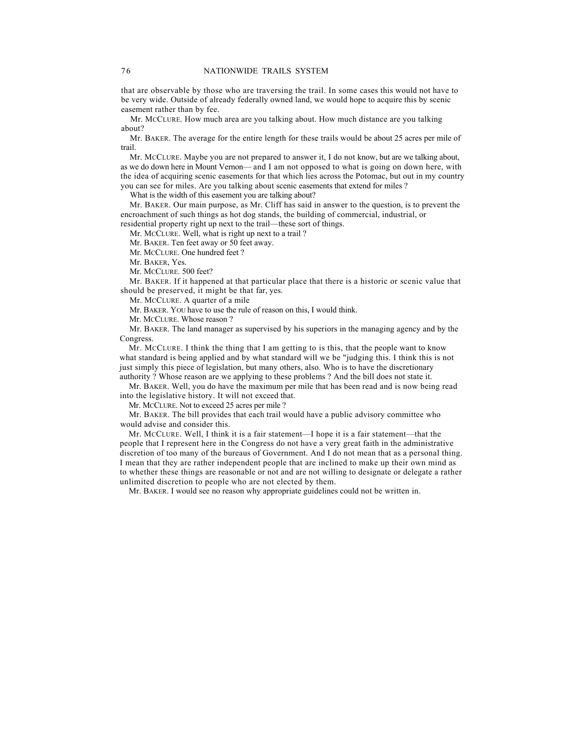that are observable by those who are traversing the trail. In some cases this would not have to be very wide. Outside of already federally owned land, we would hope to acquire this by scenic easement rather than by fee.

Mr. MCCLURE. How much area are you talking about. How much distance are you talking about?

Mr. BAKER. The average for the entire length for these trails would be about 25 acres per mile of trail.

Mr. MCCLURE. Maybe you are not prepared to answer it, I do not know, but are we talking about, as we do down here in Mount Vernon— and I am not opposed to what is going on down here, with the idea of acquiring scenic easements for that which lies across the Potomac, but out in my country you can see for miles. Are you talking about scenic easements that extend for miles ?

What is the width of this easement you are talking about?

Mr. BAKER. Our main purpose, as Mr. Cliff has said in answer to the question, is to prevent the encroachment of such things as hot dog stands, the building of commercial, industrial, or residential property right up next to the trail—these sort of things.

Mr. MCCLURE. Well, what is right up next to a trail ?

Mr. BAKER. Ten feet away or 50 feet away.

Mr. MCCLURE. One hundred feet ?

Mr. BAKER, Yes.

Mr. MCCLURE. 500 feet?

Mr. BAKER. If it happened at that particular place that there is a historic or scenic value that should be preserved, it might be that far, yes.

Mr. MCCLURE. A quarter of a mile

Mr. BAKER. YOU have to use the rule of reason on this, I would think.

Mr. MCCLURE. Whose reason ?

Mr. BAKER. The land manager as supervised by his superiors in the managing agency and by the Congress.

Mr. MCCLURE. I think the thing that I am getting to is this, that the people want to know what standard is being applied and by what standard will we be "judging this. I think this is not just simply this piece of legislation, but many others, also. Who is to have the discretionary authority ? Whose reason are we applying to these problems ? And the bill does not state it.

Mr. BAKER. Well, you do have the maximum per mile that has been read and is now being read into the legislative history. It will not exceed that.

Mr. MCCLURE. Not to exceed 25 acres per mile ?

Mr. BAKER. The bill provides that each trail would have a public advisory committee who would advise and consider this.

Mr. MCCLURE. Well, I think it is a fair statement—I hope it is a fair statement—that the people that I represent here in the Congress do not have a very great faith in the administrative discretion of too many of the bureaus of Government. And I do not mean that as a personal thing. I mean that they are rather independent people that are inclined to make up their own mind as to whether these things are reasonable or not and are not willing to designate or delegate a rather unlimited discretion to people who are not elected by them.

Mr. BAKER. I would see no reason why appropriate guidelines could not be written in.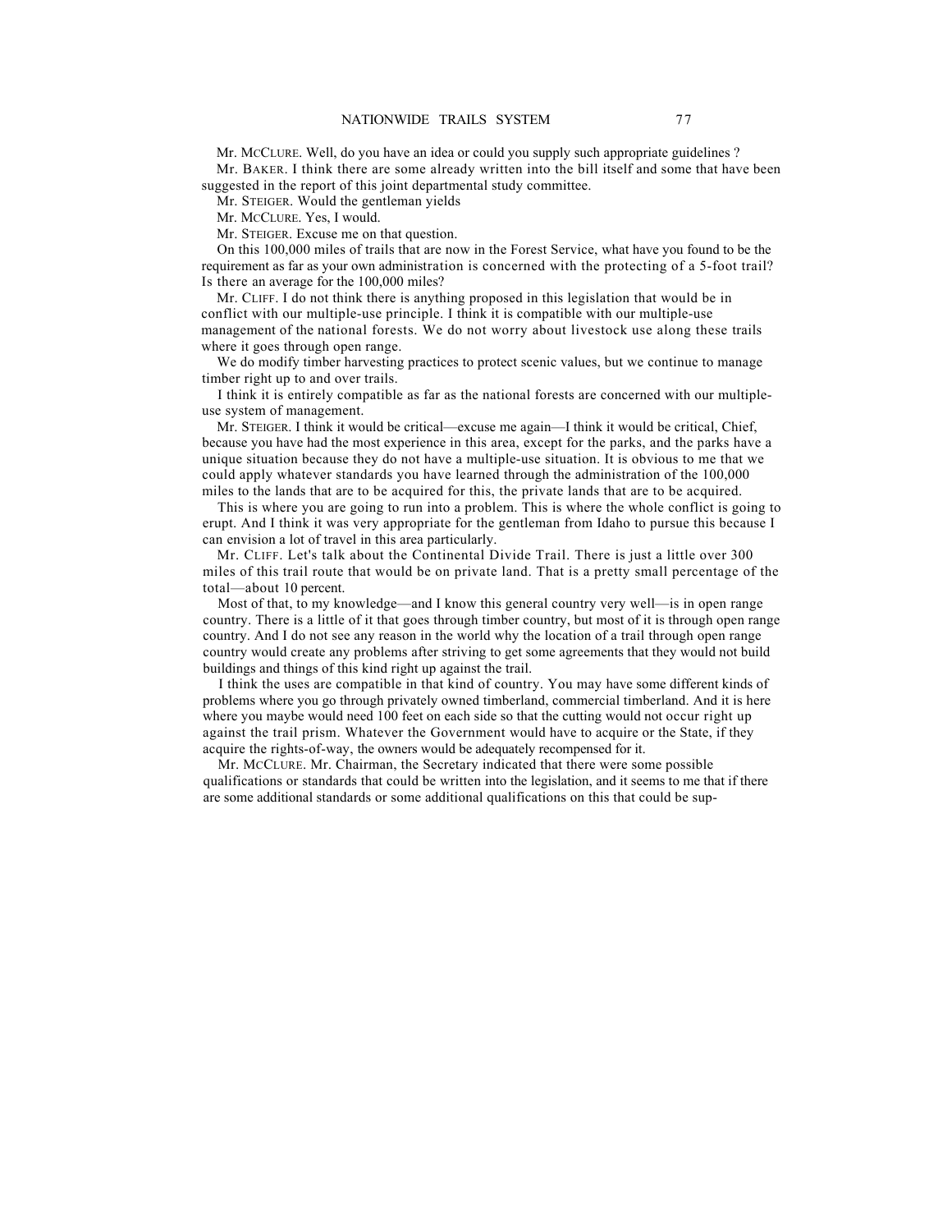Mr. MCCLURE. Well, do you have an idea or could you supply such appropriate guidelines ?

Mr. BAKER. I think there are some already written into the bill itself and some that have been suggested in the report of this joint departmental study committee.

Mr. STEIGER. Would the gentleman yields

Mr. MCCLURE. Yes, I would.

Mr. STEIGER. Excuse me on that question.

On this 100,000 miles of trails that are now in the Forest Service, what have you found to be the requirement as far as your own administration is concerned with the protecting of a 5-foot trail? Is there an average for the 100,000 miles?

Mr. CLIFF. I do not think there is anything proposed in this legislation that would be in conflict with our multiple-use principle. I think it is compatible with our multiple-use management of the national forests. We do not worry about livestock use along these trails where it goes through open range.

We do modify timber harvesting practices to protect scenic values, but we continue to manage timber right up to and over trails.

I think it is entirely compatible as far as the national forests are concerned with our multiple-use system of management.

Mr. STEIGER. I think it would be critical—excuse me again—I think it would be critical, Chief, because you have had the most experience in this area, except for the parks, and the parks have a unique situation because they do not have a multiple-use situation. It is obvious to me that we could apply whatever standards you have learned through the administration of the 100,000 miles to the lands that are to be acquired for this, the private lands that are to be acquired.

This is where you are going to run into a problem. This is where the whole conflict is going to erupt. And I think it was very appropriate for the gentleman from Idaho to pursue this because I can envision a lot of travel in this area particularly.

Mr. CLIFF. Let's talk about the Continental Divide Trail. There is just a little over 300 miles of this trail route that would be on private land. That is a pretty small percentage of the total—about 10 percent.

Most of that, to my knowledge—and I know this general country very well—is in open range country. There is a little of it that goes through timber country, but most of it is through open range country. And I do not see any reason in the world why the location of a trail through open range country would create any problems after striving to get some agreements that they would not build buildings and things of this kind right up against the trail.

I think the uses are compatible in that kind of country. You may have some different kinds of problems where you go through privately owned timberland, commercial timberland. And it is here where you maybe would need 100 feet on each side so that the cutting would not occur right up against the trail prism. Whatever the Government would have to acquire or the State, if they acquire the rights-of-way, the owners would be adequately recompensed for it.

Mr. MCCLURE. Mr. Chairman, the Secretary indicated that there were some possible qualifications or standards that could be written into the legislation, and it seems to me that if there are some additional standards or some additional qualifications on this that could be sup-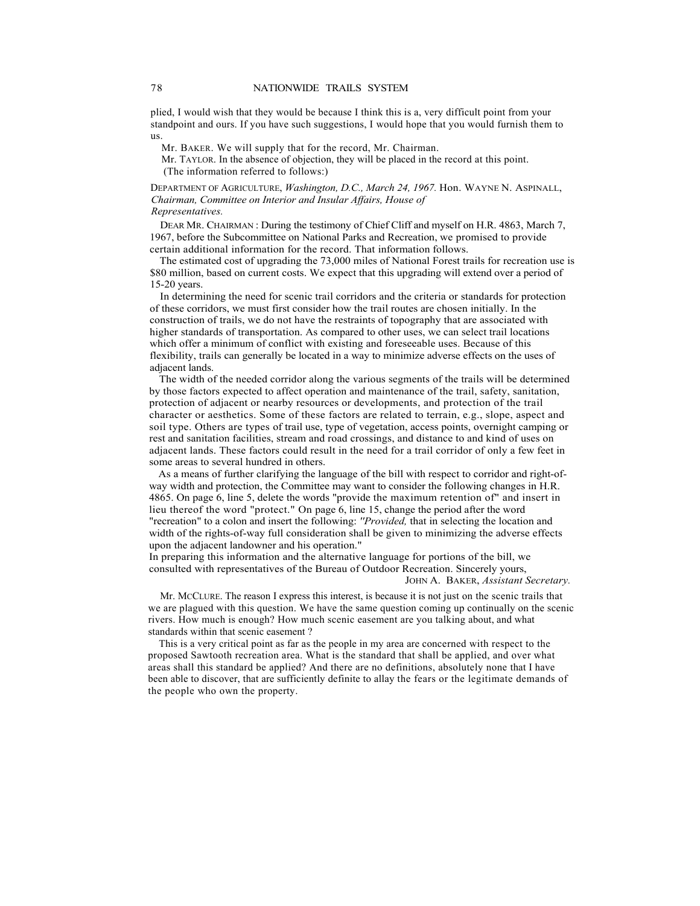plied, I would wish that they would be because I think this is a, very difficult point from your standpoint and ours. If you have such suggestions, I would hope that you would furnish them to us.

Mr. BAKER. We will supply that for the record, Mr. Chairman.

Mr. TAYLOR. In the absence of objection, they will be placed in the record at this point.

(The information referred to follows:)

DEPARTMENT OF AGRICULTURE, *Washington, D.C., March 24, 1967.* Hon. WAYNE N. ASPINALL, *Chairman, Committee on Interior and Insular Affairs, House of Representatives.*

DEAR MR. CHAIRMAN : During the testimony of Chief Cliff and myself on H.R. 4863, March 7, 1967, before the Subcommittee on National Parks and Recreation, we promised to provide certain additional information for the record. That information follows.

The estimated cost of upgrading the 73,000 miles of National Forest trails for recreation use is $80 million, based on current costs. We expect that this upgrading will extend over a period of 15-20 years.

In determining the need for scenic trail corridors and the criteria or standards for protection of these corridors, we must first consider how the trail routes are chosen initially. In the construction of trails, we do not have the restraints of topography that are associated with higher standards of transportation. As compared to other uses, we can select trail locations which offer a minimum of conflict with existing and foreseeable uses. Because of this flexibility, trails can generally be located in a way to minimize adverse effects on the uses of adjacent lands.

The width of the needed corridor along the various segments of the trails will be determined by those factors expected to affect operation and maintenance of the trail, safety, sanitation, protection of adjacent or nearby resources or developments, and protection of the trail character or aesthetics. Some of these factors are related to terrain, e.g., slope, aspect and soil type. Others are types of trail use, type of vegetation, access points, overnight camping or rest and sanitation facilities, stream and road crossings, and distance to and kind of uses on adjacent lands. These factors could result in the need for a trail corridor of only a few feet in some areas to several hundred in others.

As a means of further clarifying the language of the bill with respect to corridor and right-of-way width and protection, the Committee may want to consider the following changes in H.R. 4865. On page 6, line 5, delete the words "provide the maximum retention of" and insert in lieu thereof the word "protect." On page 6, line 15, change the period after the word "recreation" to a colon and insert the following: *"Provided,* that in selecting the location and width of the rights-of-way full consideration shall be given to minimizing the adverse effects upon the adjacent landowner and his operation."

In preparing this information and the alternative language for portions of the bill, we consulted with representatives of the Bureau of Outdoor Recreation. Sincerely yours,

JOHN A. BAKER, *Assistant Secretary.*

Mr. MCCLURE. The reason I express this interest, is because it is not just on the scenic trails that we are plagued with this question. We have the same question coming up continually on the scenic rivers. How much is enough? How much scenic easement are you talking about, and what standards within that scenic easement ?

This is a very critical point as far as the people in my area are concerned with respect to the proposed Sawtooth recreation area. What is the standard that shall be applied, and over what areas shall this standard be applied? And there are no definitions, absolutely none that I have been able to discover, that are sufficiently definite to allay the fears or the legitimate demands of the people who own the property.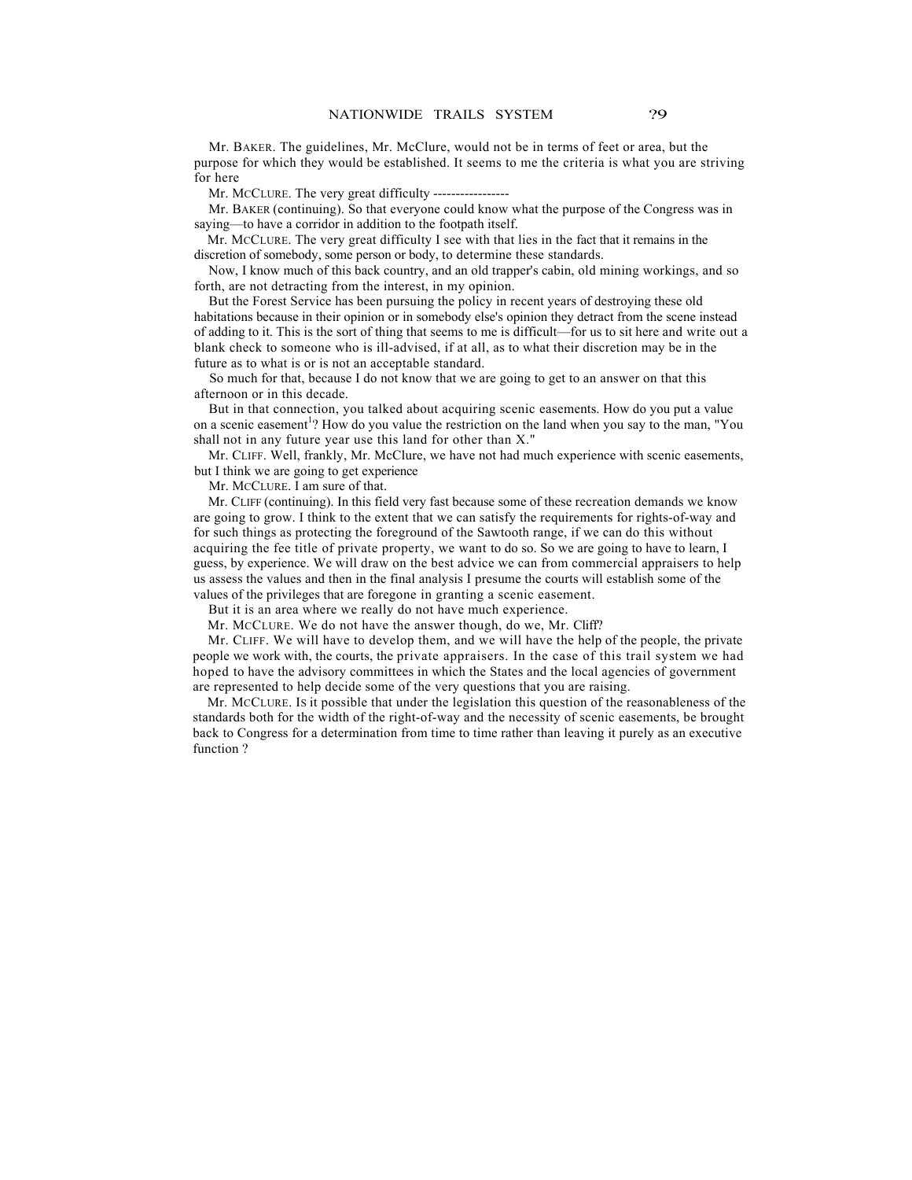Mr. BAKER. The guidelines, Mr. McClure, would not be in terms of feet or area, but the purpose for which they would be established. It seems to me the criteria is what you are striving for here

Mr. MCCLURE. The very great difficulty -----------------

Mr. BAKER (continuing). So that everyone could know what the purpose of the Congress was in saying—to have a corridor in addition to the footpath itself.

Mr. MCCLURE. The very great difficulty I see with that lies in the fact that it remains in the discretion of somebody, some person or body, to determine these standards.

Now, I know much of this back country, and an old trapper's cabin, old mining workings, and so forth, are not detracting from the interest, in my opinion.

But the Forest Service has been pursuing the policy in recent years of destroying these old habitations because in their opinion or in somebody else's opinion they detract from the scene instead of adding to it. This is the sort of thing that seems to me is difficult—for us to sit here and write out a blank check to someone who is ill-advised, if at all, as to what their discretion may be in the future as to what is or is not an acceptable standard.

So much for that, because I do not know that we are going to get to an answer on that this afternoon or in this decade.

But in that connection, you talked about acquiring scenic easements. How do you put a value on a scenic easement[1]? How do you value the restriction on the land when you say to the man, "You shall not in any future year use this land for other than X."

Mr. CLIFF. Well, frankly, Mr. McClure, we have not had much experience with scenic easements, but I think we are going to get experience

Mr. MCCLURE. I am sure of that.

Mr. CLIFF (continuing). In this field very fast because some of these recreation demands we know are going to grow. I think to the extent that we can satisfy the requirements for rights-of-way and for such things as protecting the foreground of the Sawtooth range, if we can do this without acquiring the fee title of private property, we want to do so. So we are going to have to learn, I guess, by experience. We will draw on the best advice we can from commercial appraisers to help us assess the values and then in the final analysis I presume the courts will establish some of the values of the privileges that are foregone in granting a scenic easement.

But it is an area where we really do not have much experience.

Mr. MCCLURE. We do not have the answer though, do we, Mr. Cliff?

Mr. CLIFF. We will have to develop them, and we will have the help of the people, the private people we work with, the courts, the private appraisers. In the case of this trail system we had hoped to have the advisory committees in which the States and the local agencies of government are represented to help decide some of the very questions that you are raising.

Mr. MCCLURE. Is it possible that under the legislation this question of the reasonableness of the standards both for the width of the right-of-way and the necessity of scenic easements, be brought back to Congress for a determination from time to time rather than leaving it purely as an executive function ?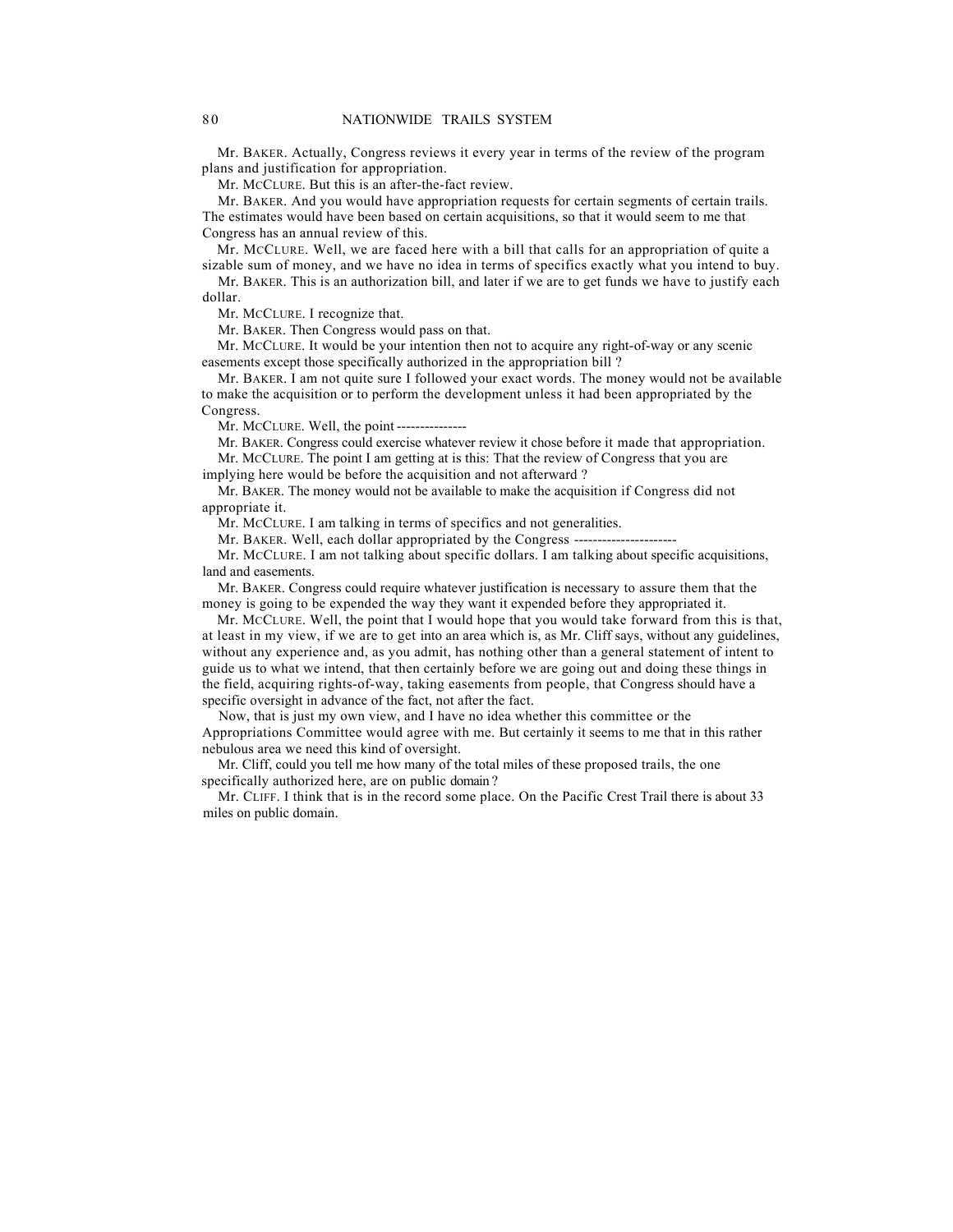Mr. BAKER. Actually, Congress reviews it every year in terms of the review of the program plans and justification for appropriation.

Mr. MCCLURE. But this is an after-the-fact review.

Mr. BAKER. And you would have appropriation requests for certain segments of certain trails. The estimates would have been based on certain acquisitions, so that it would seem to me that Congress has an annual review of this.

Mr. MCCLURE. Well, we are faced here with a bill that calls for an appropriation of quite a sizable sum of money, and we have no idea in terms of specifics exactly what you intend to buy.

Mr. BAKER. This is an authorization bill, and later if we are to get funds we have to justify each dollar.

Mr. MCCLURE. I recognize that.

Mr. BAKER. Then Congress would pass on that.

Mr. MCCLURE. It would be your intention then not to acquire any right-of-way or any scenic easements except those specifically authorized in the appropriation bill ?

Mr. BAKER. I am not quite sure I followed your exact words. The money would not be available to make the acquisition or to perform the development unless it had been appropriated by the Congress.

Mr. MCCLURE. Well, the point ---------------

Mr. BAKER. Congress could exercise whatever review it chose before it made that appropriation.

Mr. MCCLURE. The point I am getting at is this: That the review of Congress that you are implying here would be before the acquisition and not afterward ?

Mr. BAKER. The money would not be available to make the acquisition if Congress did not appropriate it.

Mr. MCCLURE. I am talking in terms of specifics and not generalities.

Mr. BAKER. Well, each dollar appropriated by the Congress ----------------------

Mr. MCCLURE. I am not talking about specific dollars. I am talking about specific acquisitions, land and easements.

Mr. BAKER. Congress could require whatever justification is necessary to assure them that the money is going to be expended the way they want it expended before they appropriated it.

Mr. MCCLURE. Well, the point that I would hope that you would take forward from this is that, at least in my view, if we are to get into an area which is, as Mr. Cliff says, without any guidelines, without any experience and, as you admit, has nothing other than a general statement of intent to guide us to what we intend, that then certainly before we are going out and doing these things in the field, acquiring rights-of-way, taking easements from people, that Congress should have a specific oversight in advance of the fact, not after the fact.

Now, that is just my own view, and I have no idea whether this committee or the Appropriations Committee would agree with me. But certainly it seems to me that in this rather nebulous area we need this kind of oversight.

Mr. Cliff, could you tell me how many of the total miles of these proposed trails, the one specifically authorized here, are on public domain ?

Mr. CLIFF. I think that is in the record some place. On the Pacific Crest Trail there is about 33 miles on public domain.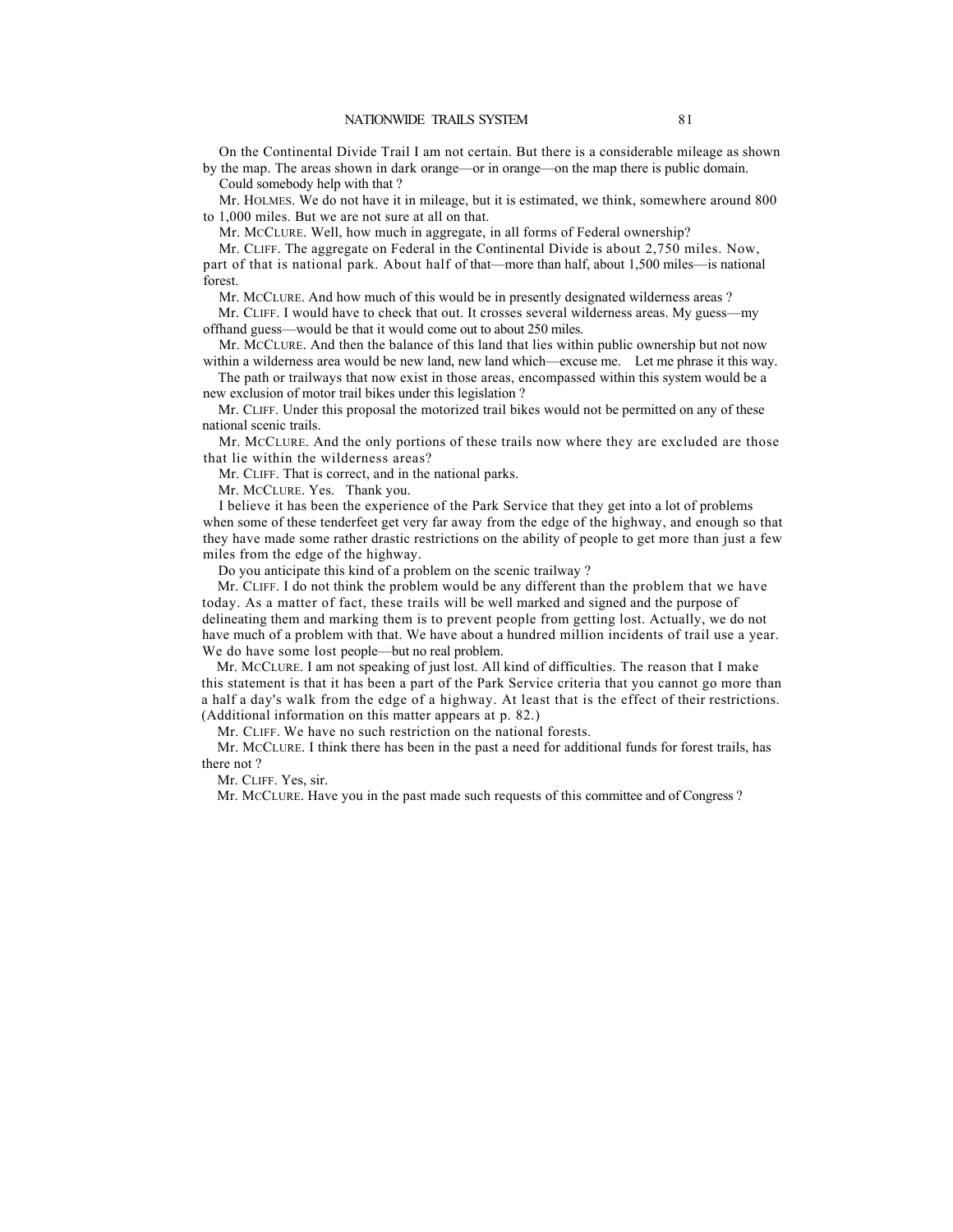On the Continental Divide Trail I am not certain. But there is a considerable mileage as shown by the map. The areas shown in dark orange—or in orange—on the map there is public domain.

Could somebody help with that ?

Mr. HOLMES. We do not have it in mileage, but it is estimated, we think, somewhere around 800 to 1,000 miles. But we are not sure at all on that.

Mr. MCCLURE. Well, how much in aggregate, in all forms of Federal ownership?

Mr. CLIFF. The aggregate on Federal in the Continental Divide is about 2,750 miles. Now, part of that is national park. About half of that—more than half, about 1,500 miles—is national forest.

Mr. MCCLURE. And how much of this would be in presently designated wilderness areas ?

Mr. CLIFF. I would have to check that out. It crosses several wilderness areas. My guess—my offhand guess—would be that it would come out to about 250 miles.

Mr. MCCLURE. And then the balance of this land that lies within public ownership but not now within a wilderness area would be new land, new land which—excuse me. Let me phrase it this way.

The path or trailways that now exist in those areas, encompassed within this system would be a new exclusion of motor trail bikes under this legislation ?

Mr. CLIFF. Under this proposal the motorized trail bikes would not be permitted on any of these national scenic trails.

Mr. MCCLURE. And the only portions of these trails now where they are excluded are those that lie within the wilderness areas?

Mr. CLIFF. That is correct, and in the national parks.

Mr. MCCLURE. Yes. Thank you.

I believe it has been the experience of the Park Service that they get into a lot of problems when some of these tenderfeet get very far away from the edge of the highway, and enough so that they have made some rather drastic restrictions on the ability of people to get more than just a few miles from the edge of the highway.

Do you anticipate this kind of a problem on the scenic trailway ?

Mr. CLIFF. I do not think the problem would be any different than the problem that we have today. As a matter of fact, these trails will be well marked and signed and the purpose of delineating them and marking them is to prevent people from getting lost. Actually, we do not have much of a problem with that. We have about a hundred million incidents of trail use a year. We do have some lost people—but no real problem.

Mr. MCCLURE. I am not speaking of just lost. All kind of difficulties. The reason that I make this statement is that it has been a part of the Park Service criteria that you cannot go more than a half a day's walk from the edge of a highway. At least that is the effect of their restrictions. (Additional information on this matter appears at p. 82.)

Mr. CLIFF. We have no such restriction on the national forests.

Mr. MCCLURE. I think there has been in the past a need for additional funds for forest trails, has there not ?

Mr. CLIFF. Yes, sir.

Mr. MCCLURE. Have you in the past made such requests of this committee and of Congress ?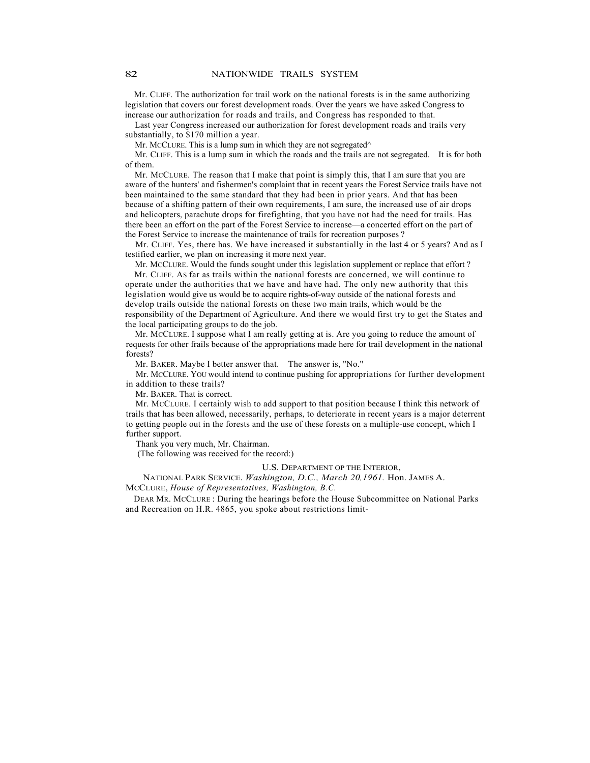Mr. CLIFF. The authorization for trail work on the national forests is in the same authorizing legislation that covers our forest development roads. Over the years we have asked Congress to increase our authorization for roads and trails, and Congress has responded to that.

Last year Congress increased our authorization for forest development roads and trails very substantially, to $170 million a year.

Mr. MCCLURE. This is a lump sum in which they are not segregated^

Mr. CLIFF. This is a lump sum in which the roads and the trails are not segregated. It is for both of them.

Mr. MCCLURE. The reason that I make that point is simply this, that I am sure that you are aware of the hunters' and fishermen's complaint that in recent years the Forest Service trails have not been maintained to the same standard that they had been in prior years. And that has been because of a shifting pattern of their own requirements, I am sure, the increased use of air drops and helicopters, parachute drops for firefighting, that you have not had the need for trails. Has there been an effort on the part of the Forest Service to increase—a concerted effort on the part of the Forest Service to increase the maintenance of trails for recreation purposes ?

Mr. CLIFF. Yes, there has. We have increased it substantially in the last 4 or 5 years? And as I testified earlier, we plan on increasing it more next year.

Mr. MCCLURE. Would the funds sought under this legislation supplement or replace that effort ?

Mr. CLIFF. As far as trails within the national forests are concerned, we will continue to operate under the authorities that we have and have had. The only new authority that this legislation would give us would be to acquire rights-of-way outside of the national forests and develop trails outside the national forests on these two main trails, which would be the responsibility of the Department of Agriculture. And there we would first try to get the States and the local participating groups to do the job.

Mr. MCCLURE. I suppose what I am really getting at is. Are you going to reduce the amount of requests for other frails because of the appropriations made here for trail development in the national forests?

Mr. BAKER. Maybe I better answer that. The answer is, "No."

Mr. MCCLURE. YOU would intend to continue pushing for appropriations for further development in addition to these trails?

Mr. BAKER. That is correct.

Mr. MCCLURE. I certainly wish to add support to that position because I think this network of trails that has been allowed, necessarily, perhaps, to deteriorate in recent years is a major deterrent to getting people out in the forests and the use of these forests on a multiple-use concept, which I further support.

Thank you very much, Mr. Chairman.

(The following was received for the record:)

U.S. DEPARTMENT OP THE INTERIOR,

NATIONAL PARK SERVICE. *Washington, D.C., March 20,1961.* Hon. JAMES A. MCCLURE, *House of Representatives, Washington, B.C.*

DEAR MR. MCCLURE : During the hearings before the House Subcommittee on National Parks and Recreation on H.R. 4865, you spoke about restrictions limit-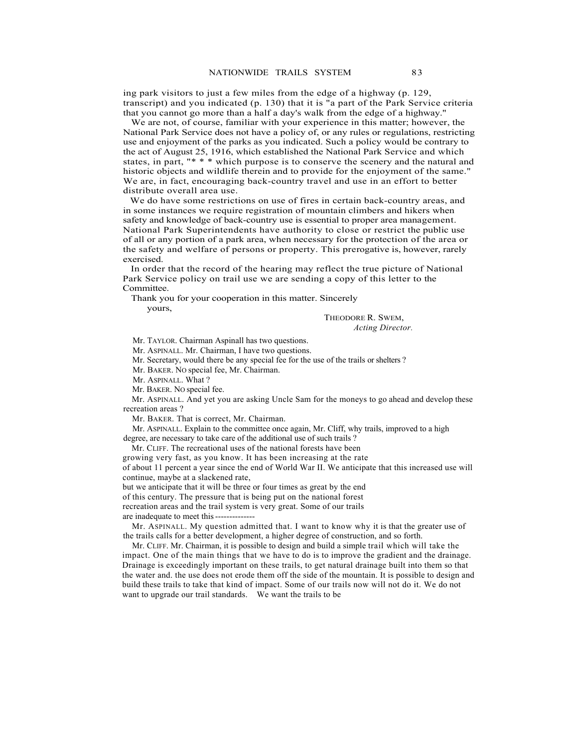ing park visitors to just a few miles from the edge of a highway (p. 129, transcript) and you indicated (p. 130) that it is "a part of the Park Service criteria that you cannot go more than a half a day's walk from the edge of a highway."

We are not, of course, familiar with your experience in this matter; however, the National Park Service does not have a policy of, or any rules or regulations, restricting use and enjoyment of the parks as you indicated. Such a policy would be contrary to the act of August 25, 1916, which established the National Park Service and which states, in part, "* * * which purpose is to conserve the scenery and the natural and historic objects and wildlife therein and to provide for the enjoyment of the same." We are, in fact, encouraging back-country travel and use in an effort to better distribute overall area use.

We do have some restrictions on use of fires in certain back-country areas, and in some instances we require registration of mountain climbers and hikers when safety and knowledge of back-country use is essential to proper area management. National Park Superintendents have authority to close or restrict the public use of all or any portion of a park area, when necessary for the protection of the area or the safety and welfare of persons or property. This prerogative is, however, rarely exercised.

In order that the record of the hearing may reflect the true picture of National Park Service policy on trail use we are sending a copy of this letter to the Committee.

Thank you for your cooperation in this matter. Sincerely yours,

THEODORE R. SWEM,
*Acting Director.*

Mr. TAYLOR. Chairman Aspinall has two questions.

Mr. ASPINALL. Mr. Chairman, I have two questions.

Mr. Secretary, would there be any special fee for the use of the trails or shelters ?

Mr. BAKER. NO special fee, Mr. Chairman.

Mr. ASPINALL. What ?

Mr. BAKER. NO special fee.

Mr. ASPINALL. And yet you are asking Uncle Sam for the moneys to go ahead and develop these recreation areas ?

Mr. BAKER. That is correct, Mr. Chairman.

Mr. ASPINALL. Explain to the committee once again, Mr. Cliff, why trails, improved to a high degree, are necessary to take care of the additional use of such trails ?

Mr. CLIFF. The recreational uses of the national forests have been growing very fast, as you know. It has been increasing at the rate of about 11 percent a year since the end of World War II. We anticipate that this increased use will continue, maybe at a slackened rate, but we anticipate that it will be three or four times as great by the end of this century. The pressure that is being put on the national forest recreation areas and the trail system is very great. Some of our trails are inadequate to meet this --------------

Mr. ASPINALL. My question admitted that. I want to know why it is that the greater use of the trails calls for a better development, a higher degree of construction, and so forth.

Mr. CLIFF. Mr. Chairman, it is possible to design and build a simple trail which will take the impact. One of the main things that we have to do is to improve the gradient and the drainage. Drainage is exceedingly important on these trails, to get natural drainage built into them so that the water and. the use does not erode them off the side of the mountain. It is possible to design and build these trails to take that kind of impact. Some of our trails now will not do it. We do not want to upgrade our trail standards. We want the trails to be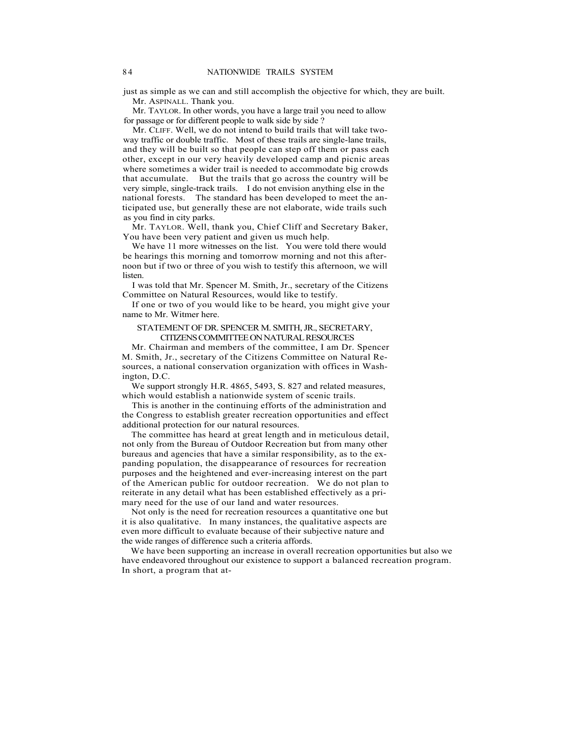just as simple as we can and still accomplish the objective for which, they are built.

Mr. ASPINALL. Thank you.

Mr. TAYLOR. In other words, you have a large trail you need to allow for passage or for different people to walk side by side ?

Mr. CLIFF. Well, we do not intend to build trails that will take two-way traffic or double traffic. Most of these trails are single-lane trails, and they will be built so that people can step off them or pass each other, except in our very heavily developed camp and picnic areas where sometimes a wider trail is needed to accommodate big crowds that accumulate. But the trails that go across the country will be very simple, single-track trails. I do not envision anything else in the national forests. The standard has been developed to meet the anticipated use, but generally these are not elaborate, wide trails such as you find in city parks.

Mr. TAYLOR. Well, thank you, Chief Cliff and Secretary Baker, You have been very patient and given us much help.

We have 11 more witnesses on the list. You were told there would be hearings this morning and tomorrow morning and not this afternoon but if two or three of you wish to testify this afternoon, we will listen.

I was told that Mr. Spencer M. Smith, Jr., secretary of the Citizens Committee on Natural Resources, would like to testify.

If one or two of you would like to be heard, you might give your name to Mr. Witmer here.

## STATEMENT OF DR. SPENCER M. SMITH, JR., SECRETARY, CITIZENS COMMITTEE ON NATURAL RESOURCES

Mr. Chairman and members of the committee, I am Dr. Spencer M. Smith, Jr., secretary of the Citizens Committee on Natural Resources, a national conservation organization with offices in Washington, D.C.

We support strongly H.R. 4865, 5493, S. 827 and related measures, which would establish a nationwide system of scenic trails.

This is another in the continuing efforts of the administration and the Congress to establish greater recreation opportunities and effect additional protection for our natural resources.

The committee has heard at great length and in meticulous detail, not only from the Bureau of Outdoor Recreation but from many other bureaus and agencies that have a similar responsibility, as to the expanding population, the disappearance of resources for recreation purposes and the heightened and ever-increasing interest on the part of the American public for outdoor recreation. We do not plan to reiterate in any detail what has been established effectively as a primary need for the use of our land and water resources.

Not only is the need for recreation resources a quantitative one but it is also qualitative. In many instances, the qualitative aspects are even more difficult to evaluate because of their subjective nature and the wide ranges of difference such a criteria affords.

We have been supporting an increase in overall recreation opportunities but also we have endeavored throughout our existence to support a balanced recreation program. In short, a program that at-